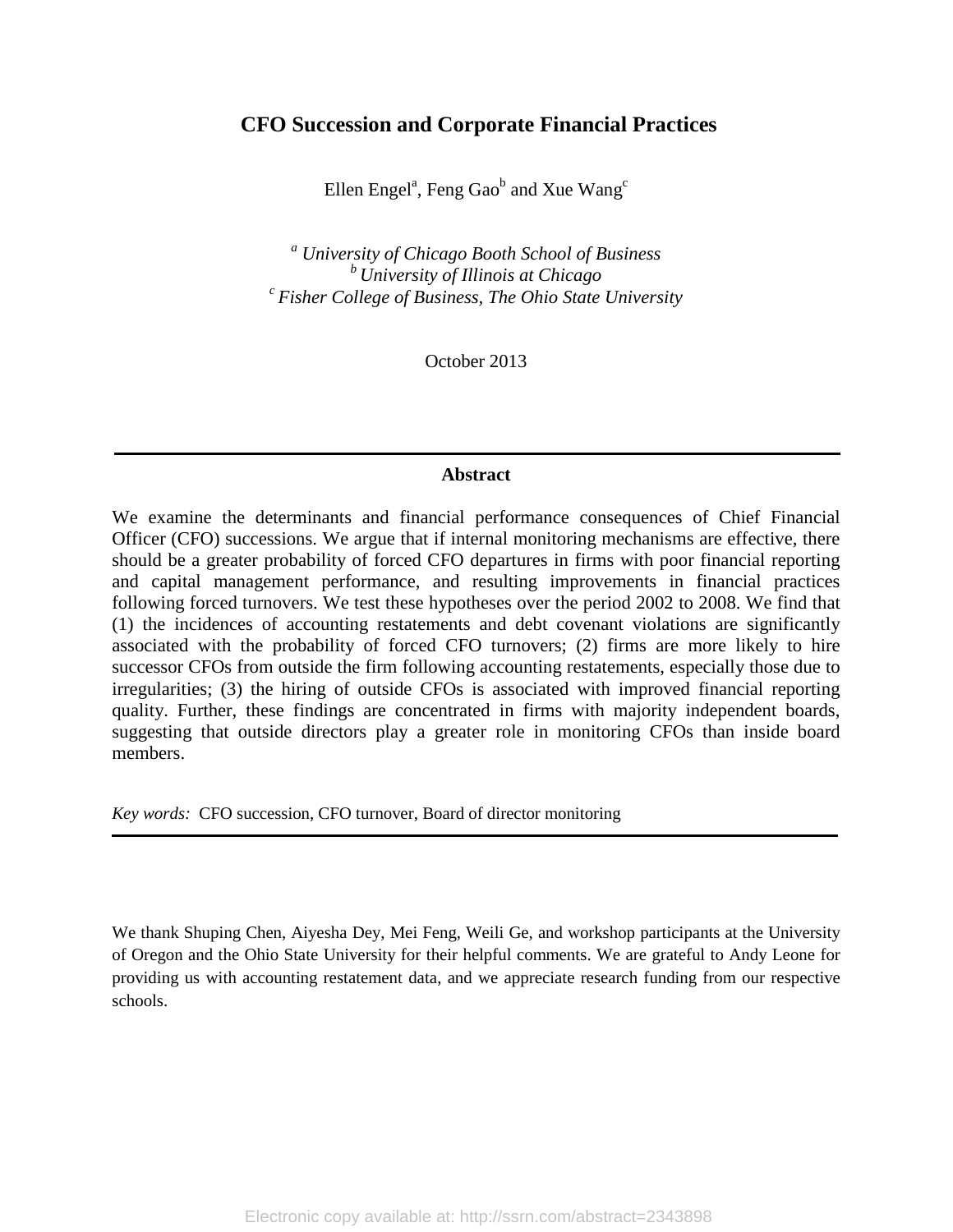# CFO Succession and Corporate Financial Practices

Ellen Engel[a], Feng Gao[b] and Xue Wang[c]

[a] *University of Chicago Booth School of Business*
[b] *University of Illinois at Chicago*
[c] *Fisher College of Business, The Ohio State University*

October 2013

## Abstract

We examine the determinants and financial performance consequences of Chief Financial Officer (CFO) successions. We argue that if internal monitoring mechanisms are effective, there should be a greater probability of forced CFO departures in firms with poor financial reporting and capital management performance, and resulting improvements in financial practices following forced turnovers. We test these hypotheses over the period 2002 to 2008. We find that (1) the incidences of accounting restatements and debt covenant violations are significantly associated with the probability of forced CFO turnovers; (2) firms are more likely to hire successor CFOs from outside the firm following accounting restatements, especially those due to irregularities; (3) the hiring of outside CFOs is associated with improved financial reporting quality. Further, these findings are concentrated in firms with majority independent boards, suggesting that outside directors play a greater role in monitoring CFOs than inside board members.

*Key words:* CFO succession, CFO turnover, Board of director monitoring

We thank Shuping Chen, Aiyesha Dey, Mei Feng, Weili Ge, and workshop participants at the University of Oregon and the Ohio State University for their helpful comments. We are grateful to Andy Leone for providing us with accounting restatement data, and we appreciate research funding from our respective schools.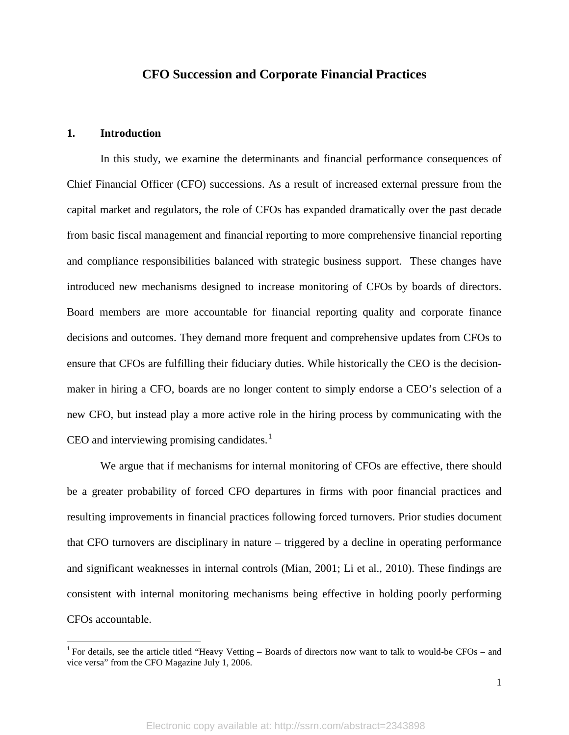# CFO Succession and Corporate Financial Practices

## 1. Introduction

In this study, we examine the determinants and financial performance consequences of Chief Financial Officer (CFO) successions. As a result of increased external pressure from the capital market and regulators, the role of CFOs has expanded dramatically over the past decade from basic fiscal management and financial reporting to more comprehensive financial reporting and compliance responsibilities balanced with strategic business support. These changes have introduced new mechanisms designed to increase monitoring of CFOs by boards of directors. Board members are more accountable for financial reporting quality and corporate finance decisions and outcomes. They demand more frequent and comprehensive updates from CFOs to ensure that CFOs are fulfilling their fiduciary duties. While historically the CEO is the decision-maker in hiring a CFO, boards are no longer content to simply endorse a CEO's selection of a new CFO, but instead play a more active role in the hiring process by communicating with the CEO and interviewing promising candidates.[1]

We argue that if mechanisms for internal monitoring of CFOs are effective, there should be a greater probability of forced CFO departures in firms with poor financial practices and resulting improvements in financial practices following forced turnovers. Prior studies document that CFO turnovers are disciplinary in nature – triggered by a decline in operating performance and significant weaknesses in internal controls (Mian, 2001; Li et al., 2010). These findings are consistent with internal monitoring mechanisms being effective in holding poorly performing CFOs accountable.

[1] For details, see the article titled "Heavy Vetting – Boards of directors now want to talk to would-be CFOs – and vice versa" from the CFO Magazine July 1, 2006.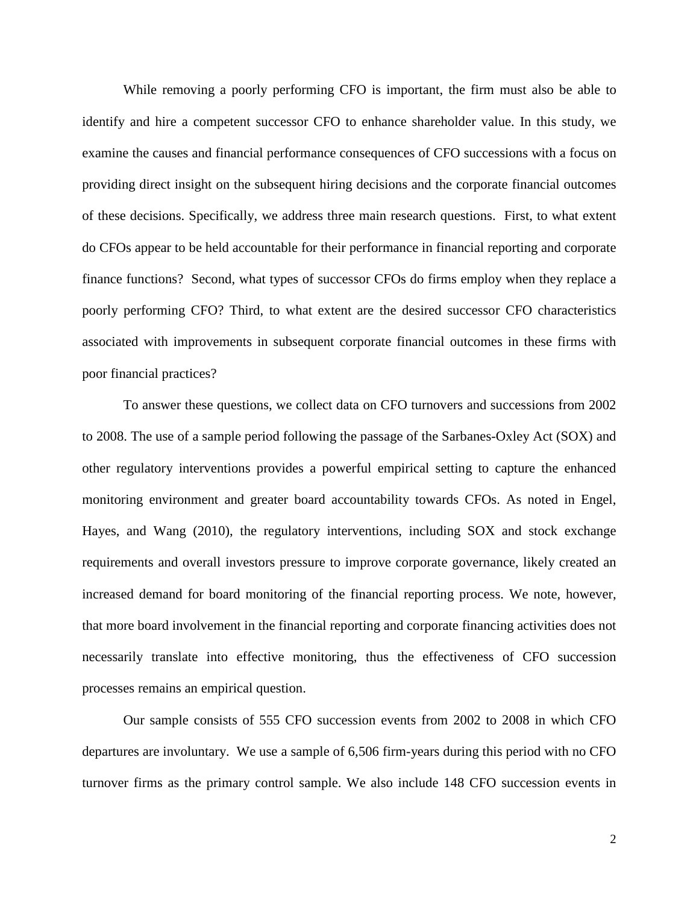While removing a poorly performing CFO is important, the firm must also be able to identify and hire a competent successor CFO to enhance shareholder value. In this study, we examine the causes and financial performance consequences of CFO successions with a focus on providing direct insight on the subsequent hiring decisions and the corporate financial outcomes of these decisions. Specifically, we address three main research questions. First, to what extent do CFOs appear to be held accountable for their performance in financial reporting and corporate finance functions? Second, what types of successor CFOs do firms employ when they replace a poorly performing CFO? Third, to what extent are the desired successor CFO characteristics associated with improvements in subsequent corporate financial outcomes in these firms with poor financial practices?

To answer these questions, we collect data on CFO turnovers and successions from 2002 to 2008. The use of a sample period following the passage of the Sarbanes-Oxley Act (SOX) and other regulatory interventions provides a powerful empirical setting to capture the enhanced monitoring environment and greater board accountability towards CFOs. As noted in Engel, Hayes, and Wang (2010), the regulatory interventions, including SOX and stock exchange requirements and overall investors pressure to improve corporate governance, likely created an increased demand for board monitoring of the financial reporting process. We note, however, that more board involvement in the financial reporting and corporate financing activities does not necessarily translate into effective monitoring, thus the effectiveness of CFO succession processes remains an empirical question.

Our sample consists of 555 CFO succession events from 2002 to 2008 in which CFO departures are involuntary. We use a sample of 6,506 firm-years during this period with no CFO turnover firms as the primary control sample. We also include 148 CFO succession events in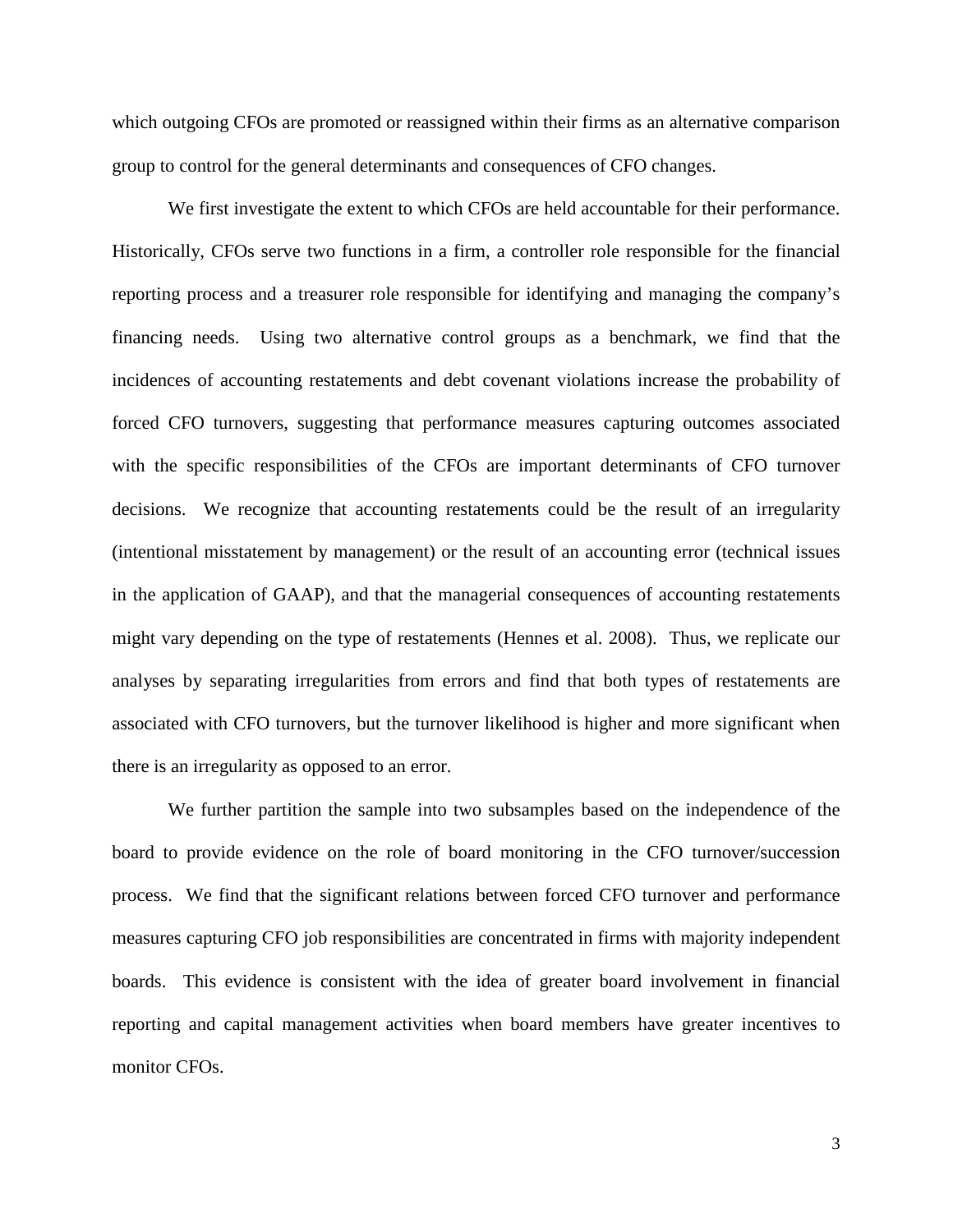which outgoing CFOs are promoted or reassigned within their firms as an alternative comparison group to control for the general determinants and consequences of CFO changes.

We first investigate the extent to which CFOs are held accountable for their performance. Historically, CFOs serve two functions in a firm, a controller role responsible for the financial reporting process and a treasurer role responsible for identifying and managing the company's financing needs. Using two alternative control groups as a benchmark, we find that the incidences of accounting restatements and debt covenant violations increase the probability of forced CFO turnovers, suggesting that performance measures capturing outcomes associated with the specific responsibilities of the CFOs are important determinants of CFO turnover decisions. We recognize that accounting restatements could be the result of an irregularity (intentional misstatement by management) or the result of an accounting error (technical issues in the application of GAAP), and that the managerial consequences of accounting restatements might vary depending on the type of restatements (Hennes et al. 2008). Thus, we replicate our analyses by separating irregularities from errors and find that both types of restatements are associated with CFO turnovers, but the turnover likelihood is higher and more significant when there is an irregularity as opposed to an error.

We further partition the sample into two subsamples based on the independence of the board to provide evidence on the role of board monitoring in the CFO turnover/succession process. We find that the significant relations between forced CFO turnover and performance measures capturing CFO job responsibilities are concentrated in firms with majority independent boards. This evidence is consistent with the idea of greater board involvement in financial reporting and capital management activities when board members have greater incentives to monitor CFOs.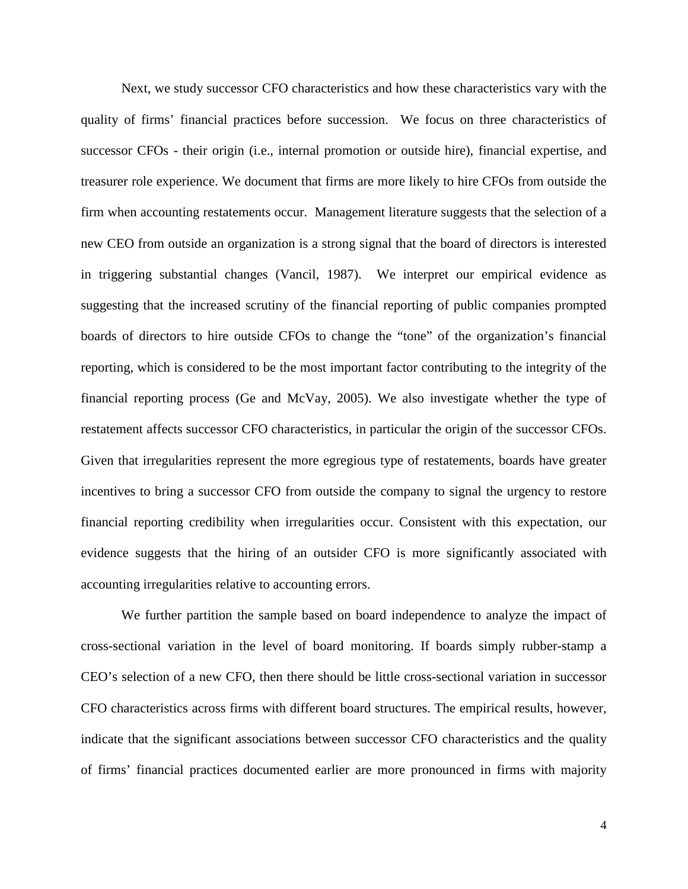Next, we study successor CFO characteristics and how these characteristics vary with the quality of firms' financial practices before succession. We focus on three characteristics of successor CFOs - their origin (i.e., internal promotion or outside hire), financial expertise, and treasurer role experience. We document that firms are more likely to hire CFOs from outside the firm when accounting restatements occur. Management literature suggests that the selection of a new CEO from outside an organization is a strong signal that the board of directors is interested in triggering substantial changes (Vancil, 1987). We interpret our empirical evidence as suggesting that the increased scrutiny of the financial reporting of public companies prompted boards of directors to hire outside CFOs to change the "tone" of the organization's financial reporting, which is considered to be the most important factor contributing to the integrity of the financial reporting process (Ge and McVay, 2005). We also investigate whether the type of restatement affects successor CFO characteristics, in particular the origin of the successor CFOs. Given that irregularities represent the more egregious type of restatements, boards have greater incentives to bring a successor CFO from outside the company to signal the urgency to restore financial reporting credibility when irregularities occur. Consistent with this expectation, our evidence suggests that the hiring of an outsider CFO is more significantly associated with accounting irregularities relative to accounting errors.

We further partition the sample based on board independence to analyze the impact of cross-sectional variation in the level of board monitoring. If boards simply rubber-stamp a CEO's selection of a new CFO, then there should be little cross-sectional variation in successor CFO characteristics across firms with different board structures. The empirical results, however, indicate that the significant associations between successor CFO characteristics and the quality of firms' financial practices documented earlier are more pronounced in firms with majority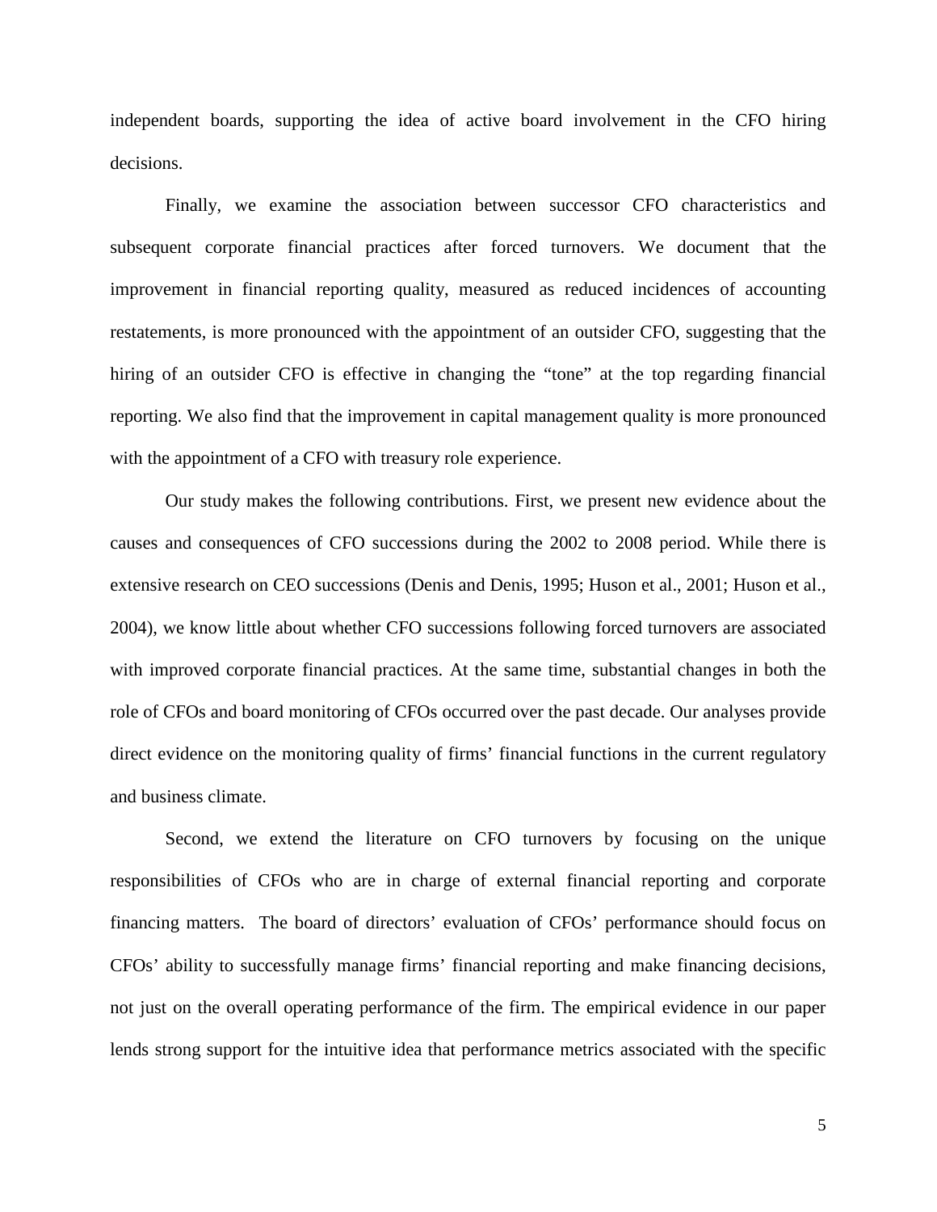independent boards, supporting the idea of active board involvement in the CFO hiring decisions.

Finally, we examine the association between successor CFO characteristics and subsequent corporate financial practices after forced turnovers. We document that the improvement in financial reporting quality, measured as reduced incidences of accounting restatements, is more pronounced with the appointment of an outsider CFO, suggesting that the hiring of an outsider CFO is effective in changing the "tone" at the top regarding financial reporting. We also find that the improvement in capital management quality is more pronounced with the appointment of a CFO with treasury role experience.

Our study makes the following contributions. First, we present new evidence about the causes and consequences of CFO successions during the 2002 to 2008 period. While there is extensive research on CEO successions (Denis and Denis, 1995; Huson et al., 2001; Huson et al., 2004), we know little about whether CFO successions following forced turnovers are associated with improved corporate financial practices. At the same time, substantial changes in both the role of CFOs and board monitoring of CFOs occurred over the past decade. Our analyses provide direct evidence on the monitoring quality of firms' financial functions in the current regulatory and business climate.

Second, we extend the literature on CFO turnovers by focusing on the unique responsibilities of CFOs who are in charge of external financial reporting and corporate financing matters. The board of directors' evaluation of CFOs' performance should focus on CFOs' ability to successfully manage firms' financial reporting and make financing decisions, not just on the overall operating performance of the firm. The empirical evidence in our paper lends strong support for the intuitive idea that performance metrics associated with the specific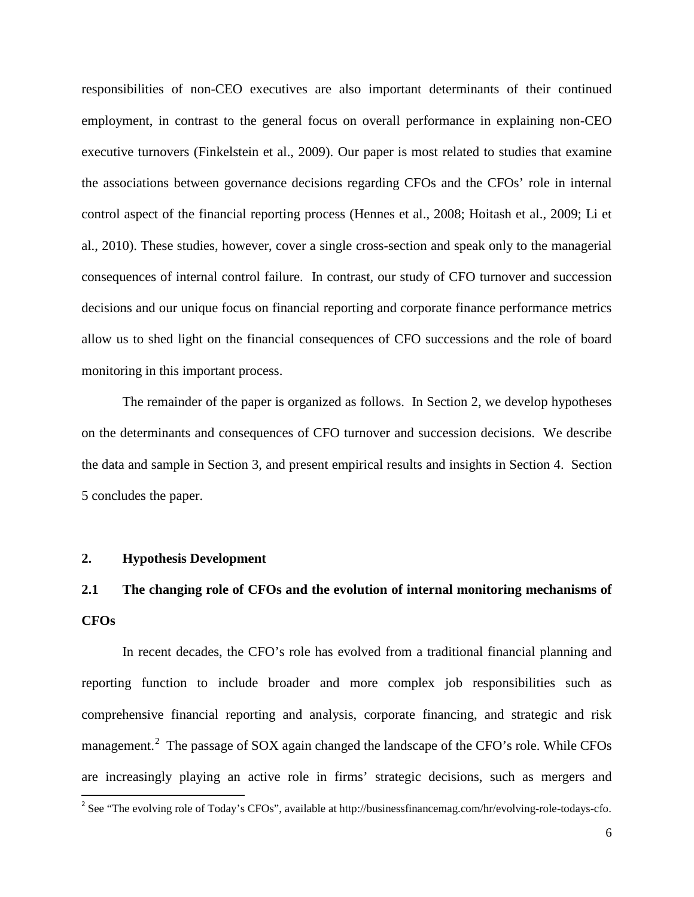responsibilities of non-CEO executives are also important determinants of their continued employment, in contrast to the general focus on overall performance in explaining non-CEO executive turnovers (Finkelstein et al., 2009). Our paper is most related to studies that examine the associations between governance decisions regarding CFOs and the CFOs' role in internal control aspect of the financial reporting process (Hennes et al., 2008; Hoitash et al., 2009; Li et al., 2010). These studies, however, cover a single cross-section and speak only to the managerial consequences of internal control failure. In contrast, our study of CFO turnover and succession decisions and our unique focus on financial reporting and corporate finance performance metrics allow us to shed light on the financial consequences of CFO successions and the role of board monitoring in this important process.

The remainder of the paper is organized as follows. In Section 2, we develop hypotheses on the determinants and consequences of CFO turnover and succession decisions. We describe the data and sample in Section 3, and present empirical results and insights in Section 4. Section 5 concludes the paper.

## 2. Hypothesis Development

### 2.1 The changing role of CFOs and the evolution of internal monitoring mechanisms of CFOs

In recent decades, the CFO's role has evolved from a traditional financial planning and reporting function to include broader and more complex job responsibilities such as comprehensive financial reporting and analysis, corporate financing, and strategic and risk management.[2] The passage of SOX again changed the landscape of the CFO's role. While CFOs are increasingly playing an active role in firms' strategic decisions, such as mergers and

[2] See "The evolving role of Today's CFOs", available at http://businessfinancemag.com/hr/evolving-role-todays-cfo.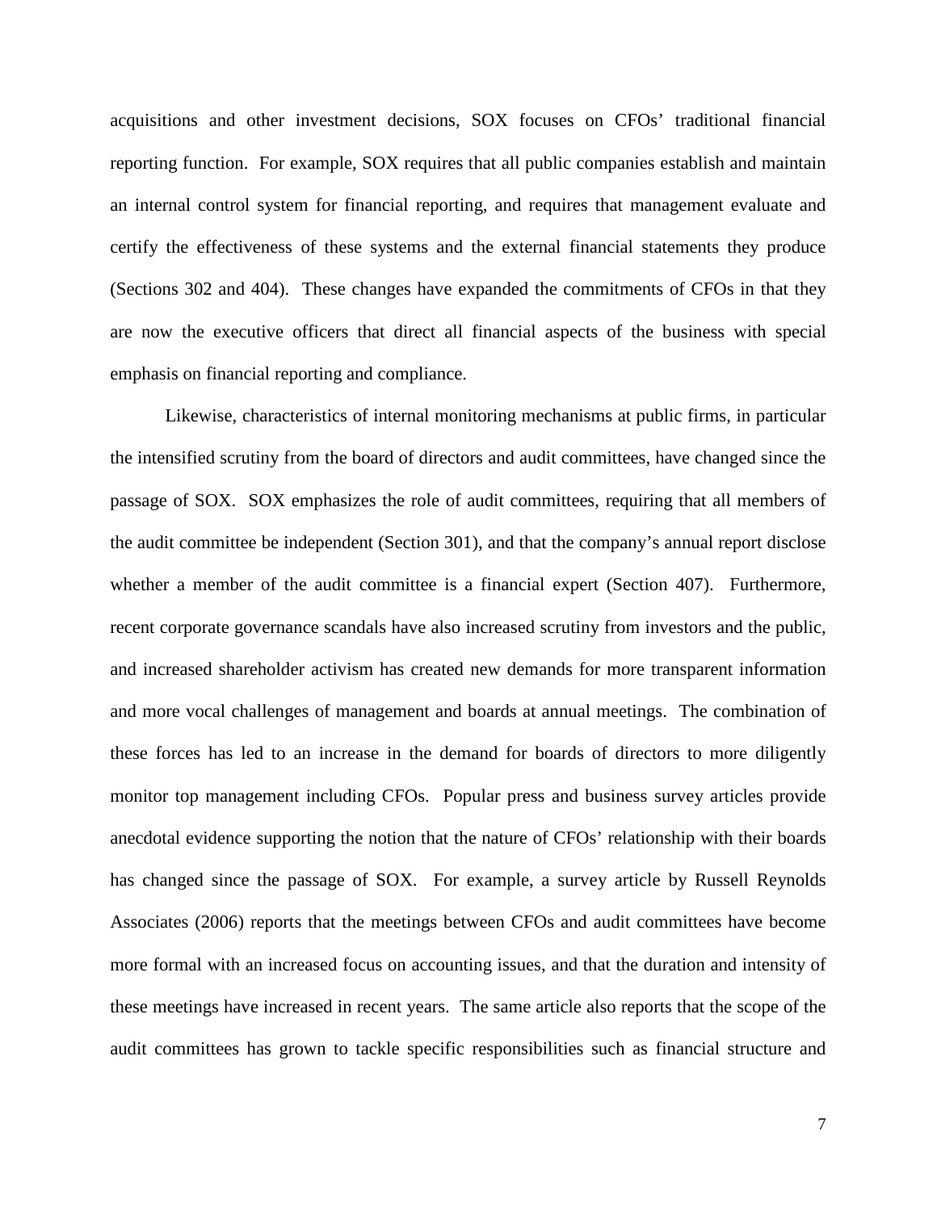acquisitions and other investment decisions, SOX focuses on CFOs' traditional financial reporting function. For example, SOX requires that all public companies establish and maintain an internal control system for financial reporting, and requires that management evaluate and certify the effectiveness of these systems and the external financial statements they produce (Sections 302 and 404). These changes have expanded the commitments of CFOs in that they are now the executive officers that direct all financial aspects of the business with special emphasis on financial reporting and compliance.

Likewise, characteristics of internal monitoring mechanisms at public firms, in particular the intensified scrutiny from the board of directors and audit committees, have changed since the passage of SOX. SOX emphasizes the role of audit committees, requiring that all members of the audit committee be independent (Section 301), and that the company's annual report disclose whether a member of the audit committee is a financial expert (Section 407). Furthermore, recent corporate governance scandals have also increased scrutiny from investors and the public, and increased shareholder activism has created new demands for more transparent information and more vocal challenges of management and boards at annual meetings. The combination of these forces has led to an increase in the demand for boards of directors to more diligently monitor top management including CFOs. Popular press and business survey articles provide anecdotal evidence supporting the notion that the nature of CFOs' relationship with their boards has changed since the passage of SOX. For example, a survey article by Russell Reynolds Associates (2006) reports that the meetings between CFOs and audit committees have become more formal with an increased focus on accounting issues, and that the duration and intensity of these meetings have increased in recent years. The same article also reports that the scope of the audit committees has grown to tackle specific responsibilities such as financial structure and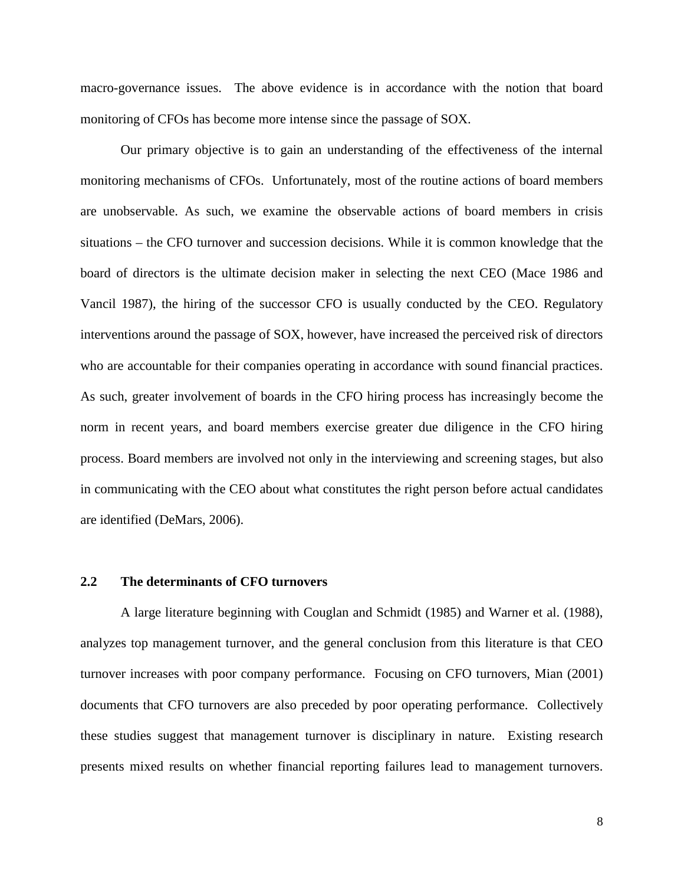macro-governance issues. The above evidence is in accordance with the notion that board monitoring of CFOs has become more intense since the passage of SOX.

Our primary objective is to gain an understanding of the effectiveness of the internal monitoring mechanisms of CFOs. Unfortunately, most of the routine actions of board members are unobservable. As such, we examine the observable actions of board members in crisis situations – the CFO turnover and succession decisions. While it is common knowledge that the board of directors is the ultimate decision maker in selecting the next CEO (Mace 1986 and Vancil 1987), the hiring of the successor CFO is usually conducted by the CEO. Regulatory interventions around the passage of SOX, however, have increased the perceived risk of directors who are accountable for their companies operating in accordance with sound financial practices. As such, greater involvement of boards in the CFO hiring process has increasingly become the norm in recent years, and board members exercise greater due diligence in the CFO hiring process. Board members are involved not only in the interviewing and screening stages, but also in communicating with the CEO about what constitutes the right person before actual candidates are identified (DeMars, 2006).

## 2.2 The determinants of CFO turnovers

A large literature beginning with Couglan and Schmidt (1985) and Warner et al. (1988), analyzes top management turnover, and the general conclusion from this literature is that CEO turnover increases with poor company performance. Focusing on CFO turnovers, Mian (2001) documents that CFO turnovers are also preceded by poor operating performance. Collectively these studies suggest that management turnover is disciplinary in nature. Existing research presents mixed results on whether financial reporting failures lead to management turnovers.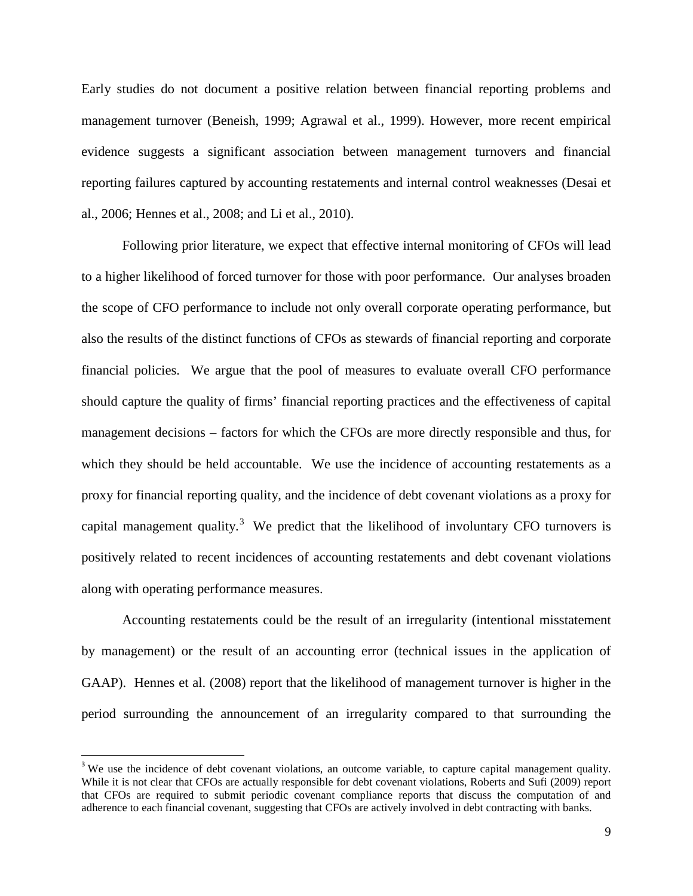Early studies do not document a positive relation between financial reporting problems and management turnover (Beneish, 1999; Agrawal et al., 1999). However, more recent empirical evidence suggests a significant association between management turnovers and financial reporting failures captured by accounting restatements and internal control weaknesses (Desai et al., 2006; Hennes et al., 2008; and Li et al., 2010).

Following prior literature, we expect that effective internal monitoring of CFOs will lead to a higher likelihood of forced turnover for those with poor performance. Our analyses broaden the scope of CFO performance to include not only overall corporate operating performance, but also the results of the distinct functions of CFOs as stewards of financial reporting and corporate financial policies. We argue that the pool of measures to evaluate overall CFO performance should capture the quality of firms' financial reporting practices and the effectiveness of capital management decisions – factors for which the CFOs are more directly responsible and thus, for which they should be held accountable. We use the incidence of accounting restatements as a proxy for financial reporting quality, and the incidence of debt covenant violations as a proxy for capital management quality.[3] We predict that the likelihood of involuntary CFO turnovers is positively related to recent incidences of accounting restatements and debt covenant violations along with operating performance measures.

Accounting restatements could be the result of an irregularity (intentional misstatement by management) or the result of an accounting error (technical issues in the application of GAAP). Hennes et al. (2008) report that the likelihood of management turnover is higher in the period surrounding the announcement of an irregularity compared to that surrounding the

[3] We use the incidence of debt covenant violations, an outcome variable, to capture capital management quality. While it is not clear that CFOs are actually responsible for debt covenant violations, Roberts and Sufi (2009) report that CFOs are required to submit periodic covenant compliance reports that discuss the computation of and adherence to each financial covenant, suggesting that CFOs are actively involved in debt contracting with banks.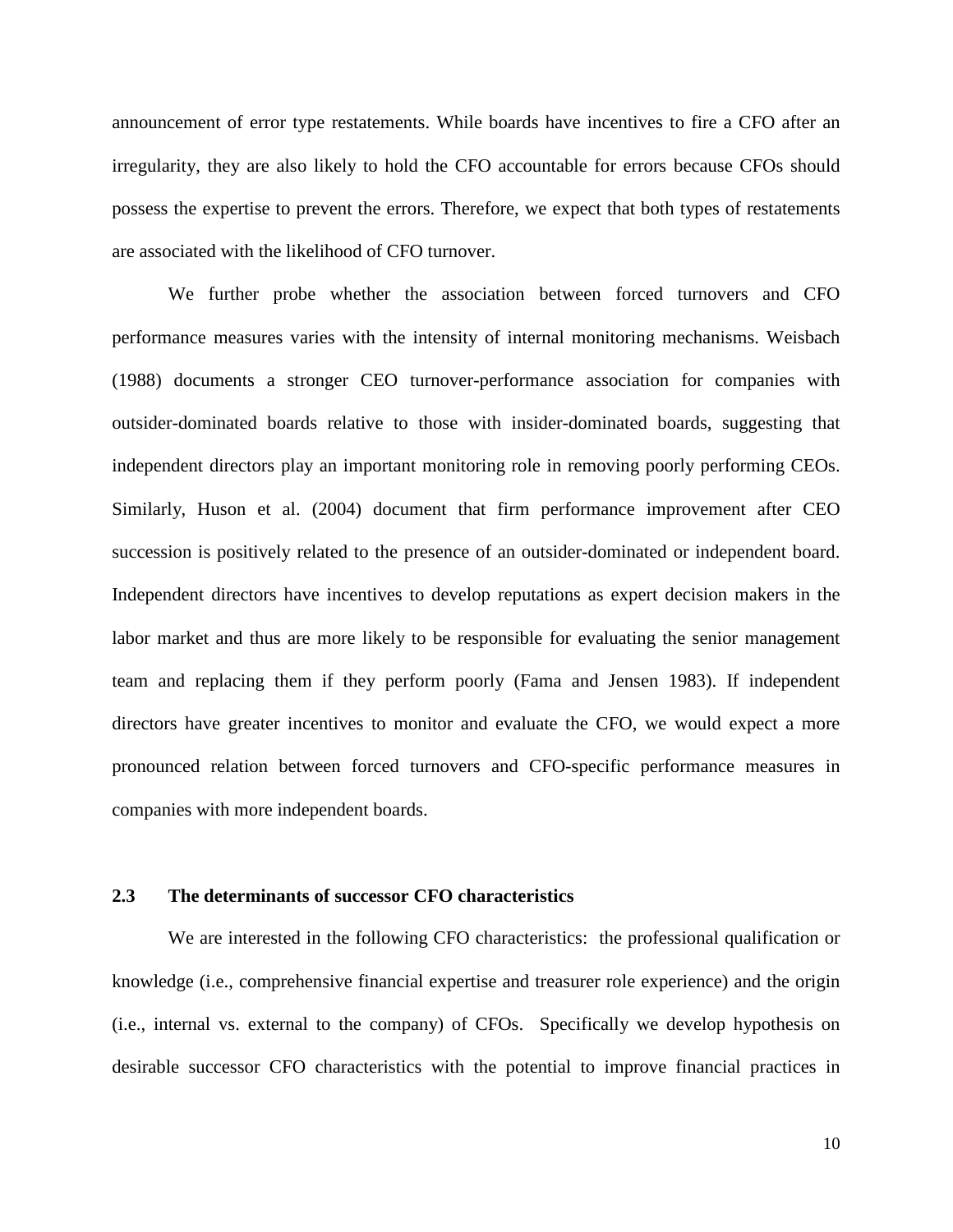announcement of error type restatements. While boards have incentives to fire a CFO after an irregularity, they are also likely to hold the CFO accountable for errors because CFOs should possess the expertise to prevent the errors. Therefore, we expect that both types of restatements are associated with the likelihood of CFO turnover.

We further probe whether the association between forced turnovers and CFO performance measures varies with the intensity of internal monitoring mechanisms. Weisbach (1988) documents a stronger CEO turnover-performance association for companies with outsider-dominated boards relative to those with insider-dominated boards, suggesting that independent directors play an important monitoring role in removing poorly performing CEOs. Similarly, Huson et al. (2004) document that firm performance improvement after CEO succession is positively related to the presence of an outsider-dominated or independent board. Independent directors have incentives to develop reputations as expert decision makers in the labor market and thus are more likely to be responsible for evaluating the senior management team and replacing them if they perform poorly (Fama and Jensen 1983). If independent directors have greater incentives to monitor and evaluate the CFO, we would expect a more pronounced relation between forced turnovers and CFO-specific performance measures in companies with more independent boards.

### 2.3 The determinants of successor CFO characteristics

We are interested in the following CFO characteristics: the professional qualification or knowledge (i.e., comprehensive financial expertise and treasurer role experience) and the origin (i.e., internal vs. external to the company) of CFOs. Specifically we develop hypothesis on desirable successor CFO characteristics with the potential to improve financial practices in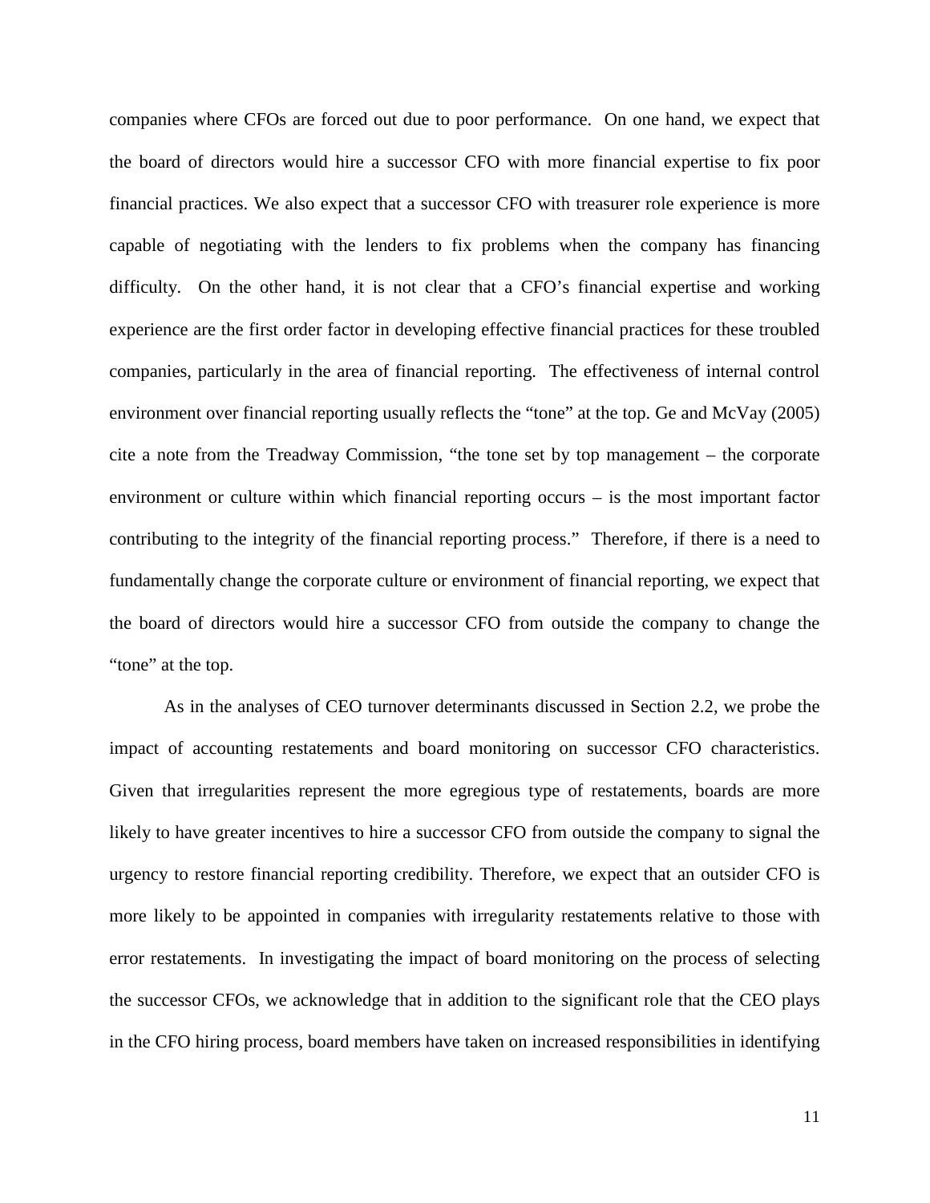companies where CFOs are forced out due to poor performance. On one hand, we expect that the board of directors would hire a successor CFO with more financial expertise to fix poor financial practices. We also expect that a successor CFO with treasurer role experience is more capable of negotiating with the lenders to fix problems when the company has financing difficulty. On the other hand, it is not clear that a CFO's financial expertise and working experience are the first order factor in developing effective financial practices for these troubled companies, particularly in the area of financial reporting. The effectiveness of internal control environment over financial reporting usually reflects the "tone" at the top. Ge and McVay (2005) cite a note from the Treadway Commission, "the tone set by top management – the corporate environment or culture within which financial reporting occurs – is the most important factor contributing to the integrity of the financial reporting process." Therefore, if there is a need to fundamentally change the corporate culture or environment of financial reporting, we expect that the board of directors would hire a successor CFO from outside the company to change the "tone" at the top.

As in the analyses of CEO turnover determinants discussed in Section 2.2, we probe the impact of accounting restatements and board monitoring on successor CFO characteristics. Given that irregularities represent the more egregious type of restatements, boards are more likely to have greater incentives to hire a successor CFO from outside the company to signal the urgency to restore financial reporting credibility. Therefore, we expect that an outsider CFO is more likely to be appointed in companies with irregularity restatements relative to those with error restatements. In investigating the impact of board monitoring on the process of selecting the successor CFOs, we acknowledge that in addition to the significant role that the CEO plays in the CFO hiring process, board members have taken on increased responsibilities in identifying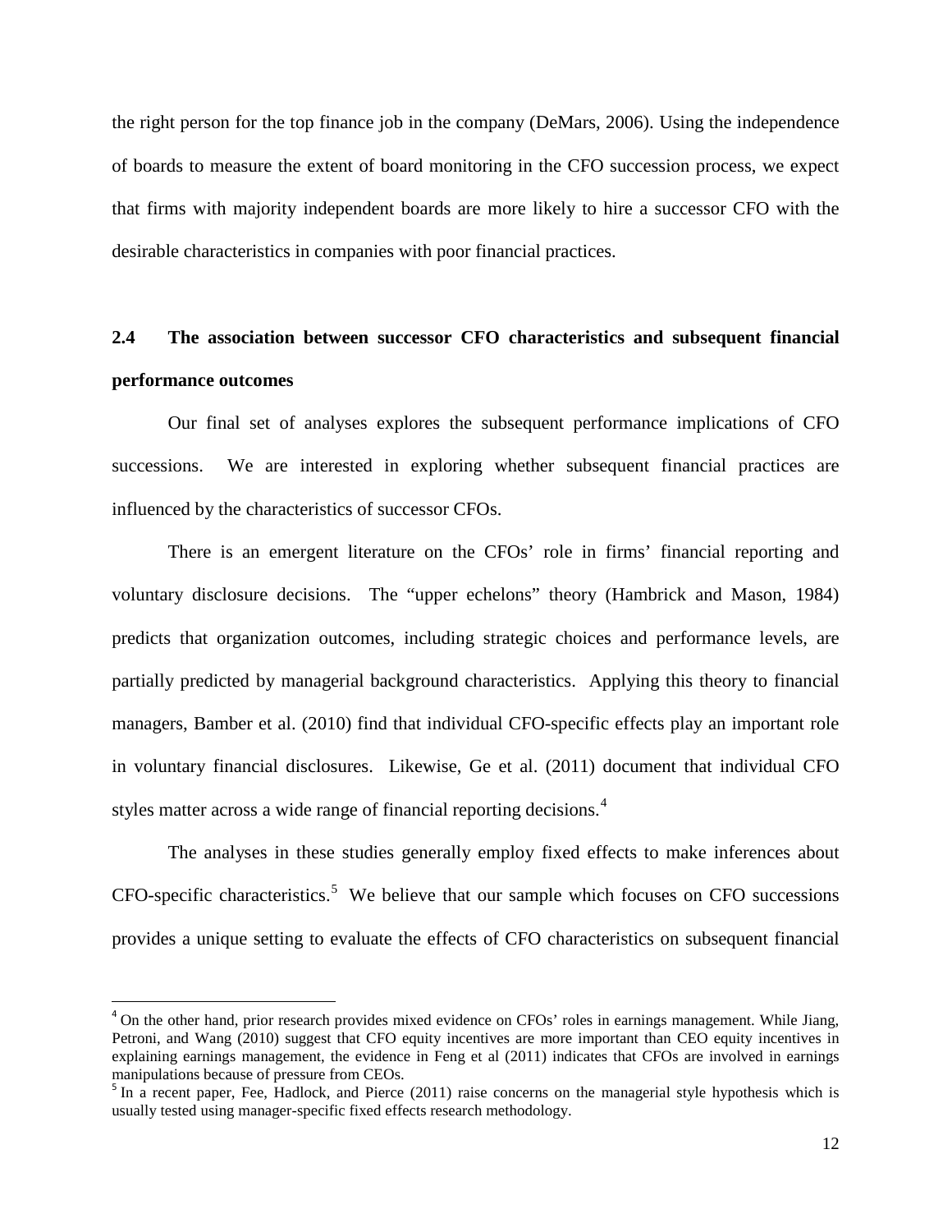the right person for the top finance job in the company (DeMars, 2006). Using the independence of boards to measure the extent of board monitoring in the CFO succession process, we expect that firms with majority independent boards are more likely to hire a successor CFO with the desirable characteristics in companies with poor financial practices.

## 2.4 The association between successor CFO characteristics and subsequent financial performance outcomes

Our final set of analyses explores the subsequent performance implications of CFO successions. We are interested in exploring whether subsequent financial practices are influenced by the characteristics of successor CFOs.

There is an emergent literature on the CFOs' role in firms' financial reporting and voluntary disclosure decisions. The "upper echelons" theory (Hambrick and Mason, 1984) predicts that organization outcomes, including strategic choices and performance levels, are partially predicted by managerial background characteristics. Applying this theory to financial managers, Bamber et al. (2010) find that individual CFO-specific effects play an important role in voluntary financial disclosures. Likewise, Ge et al. (2011) document that individual CFO styles matter across a wide range of financial reporting decisions.[4]

The analyses in these studies generally employ fixed effects to make inferences about CFO-specific characteristics.[5] We believe that our sample which focuses on CFO successions provides a unique setting to evaluate the effects of CFO characteristics on subsequent financial

---

[4] On the other hand, prior research provides mixed evidence on CFOs' roles in earnings management. While Jiang, Petroni, and Wang (2010) suggest that CFO equity incentives are more important than CEO equity incentives in explaining earnings management, the evidence in Feng et al (2011) indicates that CFOs are involved in earnings manipulations because of pressure from CEOs.

[5] In a recent paper, Fee, Hadlock, and Pierce (2011) raise concerns on the managerial style hypothesis which is usually tested using manager-specific fixed effects research methodology.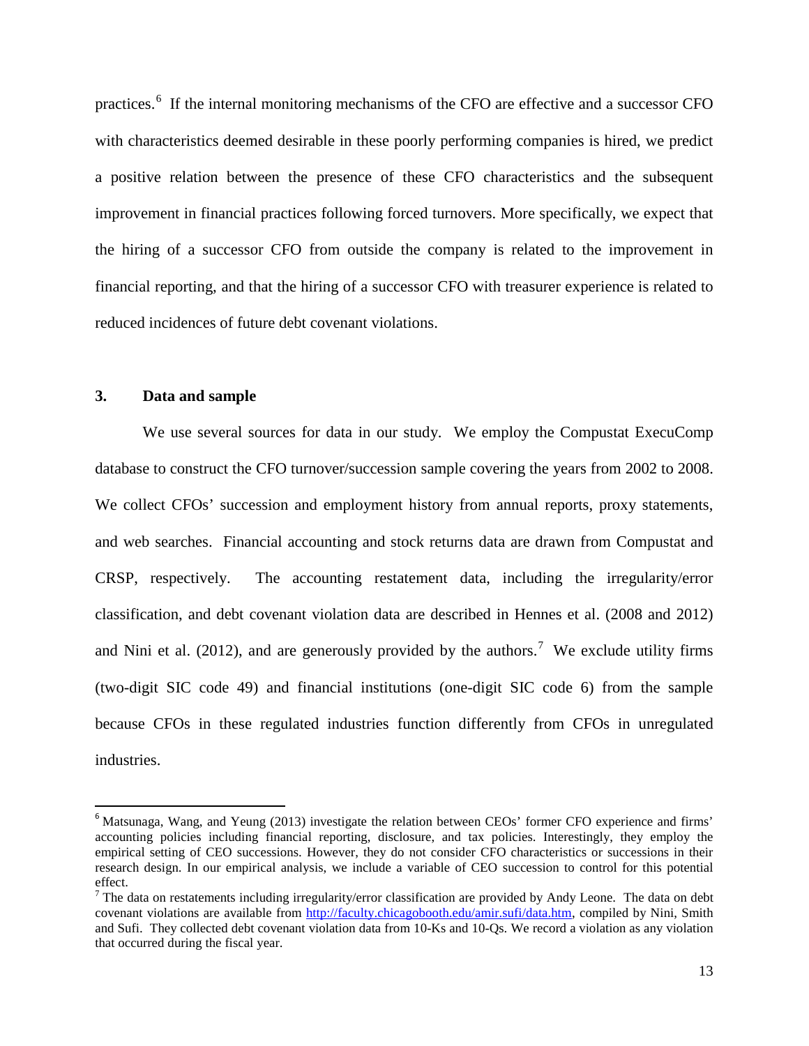practices.[6] If the internal monitoring mechanisms of the CFO are effective and a successor CFO with characteristics deemed desirable in these poorly performing companies is hired, we predict a positive relation between the presence of these CFO characteristics and the subsequent improvement in financial practices following forced turnovers. More specifically, we expect that the hiring of a successor CFO from outside the company is related to the improvement in financial reporting, and that the hiring of a successor CFO with treasurer experience is related to reduced incidences of future debt covenant violations.

## 3. Data and sample

We use several sources for data in our study. We employ the Compustat ExecuComp database to construct the CFO turnover/succession sample covering the years from 2002 to 2008. We collect CFOs' succession and employment history from annual reports, proxy statements, and web searches. Financial accounting and stock returns data are drawn from Compustat and CRSP, respectively. The accounting restatement data, including the irregularity/error classification, and debt covenant violation data are described in Hennes et al. (2008 and 2012) and Nini et al. (2012), and are generously provided by the authors.[7] We exclude utility firms (two-digit SIC code 49) and financial institutions (one-digit SIC code 6) from the sample because CFOs in these regulated industries function differently from CFOs in unregulated industries.

---

[6] Matsunaga, Wang, and Yeung (2013) investigate the relation between CEOs' former CFO experience and firms' accounting policies including financial reporting, disclosure, and tax policies. Interestingly, they employ the empirical setting of CEO successions. However, they do not consider CFO characteristics or successions in their research design. In our empirical analysis, we include a variable of CEO succession to control for this potential effect.

[7] The data on restatements including irregularity/error classification are provided by Andy Leone. The data on debt covenant violations are available from http://faculty.chicagobooth.edu/amir.sufi/data.htm, compiled by Nini, Smith and Sufi. They collected debt covenant violation data from 10-Ks and 10-Qs. We record a violation as any violation that occurred during the fiscal year.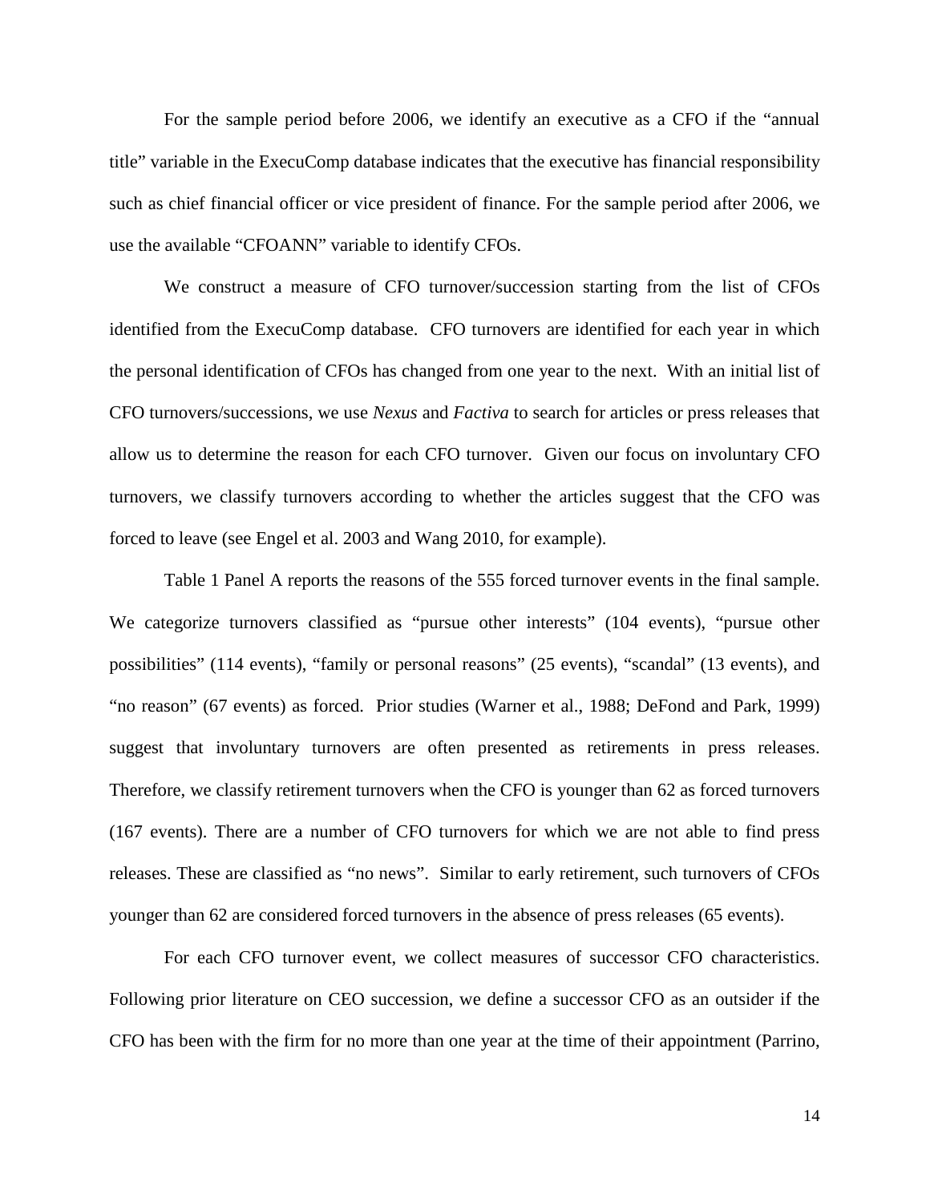For the sample period before 2006, we identify an executive as a CFO if the "annual title" variable in the ExecuComp database indicates that the executive has financial responsibility such as chief financial officer or vice president of finance. For the sample period after 2006, we use the available "CFOANN" variable to identify CFOs.

We construct a measure of CFO turnover/succession starting from the list of CFOs identified from the ExecuComp database. CFO turnovers are identified for each year in which the personal identification of CFOs has changed from one year to the next. With an initial list of CFO turnovers/successions, we use *Nexus* and *Factiva* to search for articles or press releases that allow us to determine the reason for each CFO turnover. Given our focus on involuntary CFO turnovers, we classify turnovers according to whether the articles suggest that the CFO was forced to leave (see Engel et al. 2003 and Wang 2010, for example).

Table 1 Panel A reports the reasons of the 555 forced turnover events in the final sample. We categorize turnovers classified as "pursue other interests" (104 events), "pursue other possibilities" (114 events), "family or personal reasons" (25 events), "scandal" (13 events), and "no reason" (67 events) as forced. Prior studies (Warner et al., 1988; DeFond and Park, 1999) suggest that involuntary turnovers are often presented as retirements in press releases. Therefore, we classify retirement turnovers when the CFO is younger than 62 as forced turnovers (167 events). There are a number of CFO turnovers for which we are not able to find press releases. These are classified as "no news". Similar to early retirement, such turnovers of CFOs younger than 62 are considered forced turnovers in the absence of press releases (65 events).

For each CFO turnover event, we collect measures of successor CFO characteristics. Following prior literature on CEO succession, we define a successor CFO as an outsider if the CFO has been with the firm for no more than one year at the time of their appointment (Parrino,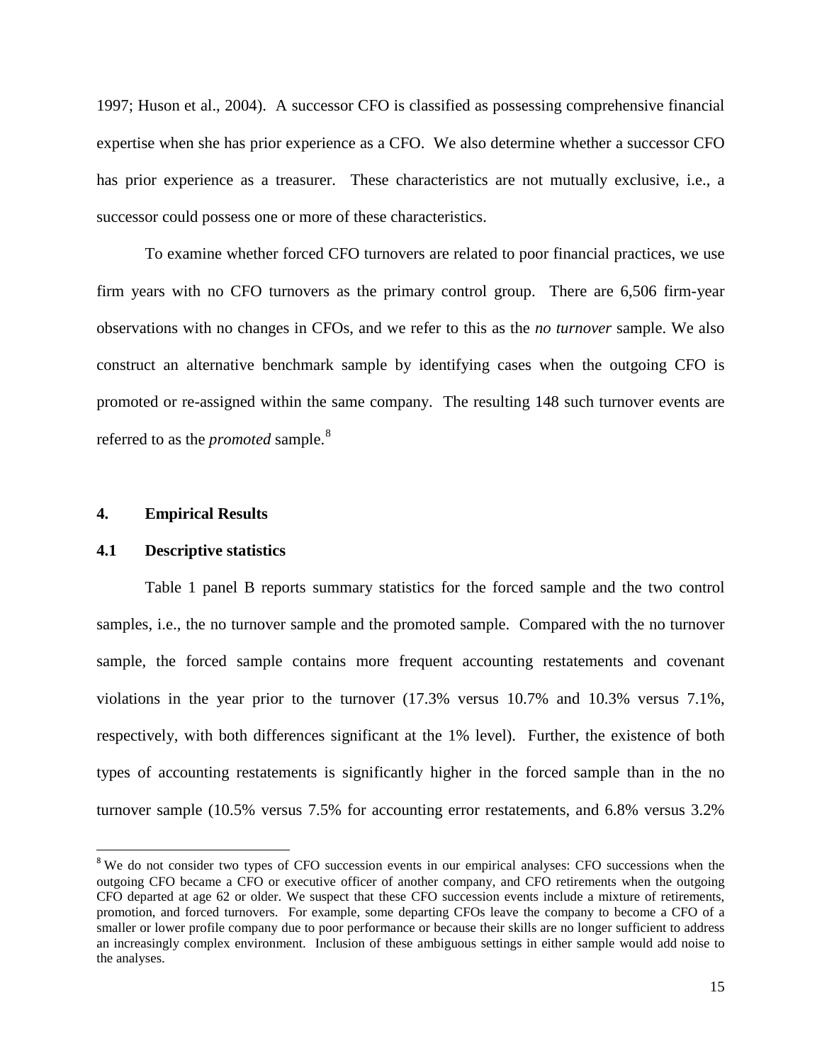1997; Huson et al., 2004). A successor CFO is classified as possessing comprehensive financial expertise when she has prior experience as a CFO. We also determine whether a successor CFO has prior experience as a treasurer. These characteristics are not mutually exclusive, i.e., a successor could possess one or more of these characteristics.

To examine whether forced CFO turnovers are related to poor financial practices, we use firm years with no CFO turnovers as the primary control group. There are 6,506 firm-year observations with no changes in CFOs, and we refer to this as the *no turnover* sample. We also construct an alternative benchmark sample by identifying cases when the outgoing CFO is promoted or re-assigned within the same company. The resulting 148 such turnover events are referred to as the *promoted* sample.[8]

## 4. Empirical Results

### 4.1 Descriptive statistics

Table 1 panel B reports summary statistics for the forced sample and the two control samples, i.e., the no turnover sample and the promoted sample. Compared with the no turnover sample, the forced sample contains more frequent accounting restatements and covenant violations in the year prior to the turnover (17.3% versus 10.7% and 10.3% versus 7.1%, respectively, with both differences significant at the 1% level). Further, the existence of both types of accounting restatements is significantly higher in the forced sample than in the no turnover sample (10.5% versus 7.5% for accounting error restatements, and 6.8% versus 3.2%

---

[8] We do not consider two types of CFO succession events in our empirical analyses: CFO successions when the outgoing CFO became a CFO or executive officer of another company, and CFO retirements when the outgoing CFO departed at age 62 or older. We suspect that these CFO succession events include a mixture of retirements, promotion, and forced turnovers. For example, some departing CFOs leave the company to become a CFO of a smaller or lower profile company due to poor performance or because their skills are no longer sufficient to address an increasingly complex environment. Inclusion of these ambiguous settings in either sample would add noise to the analyses.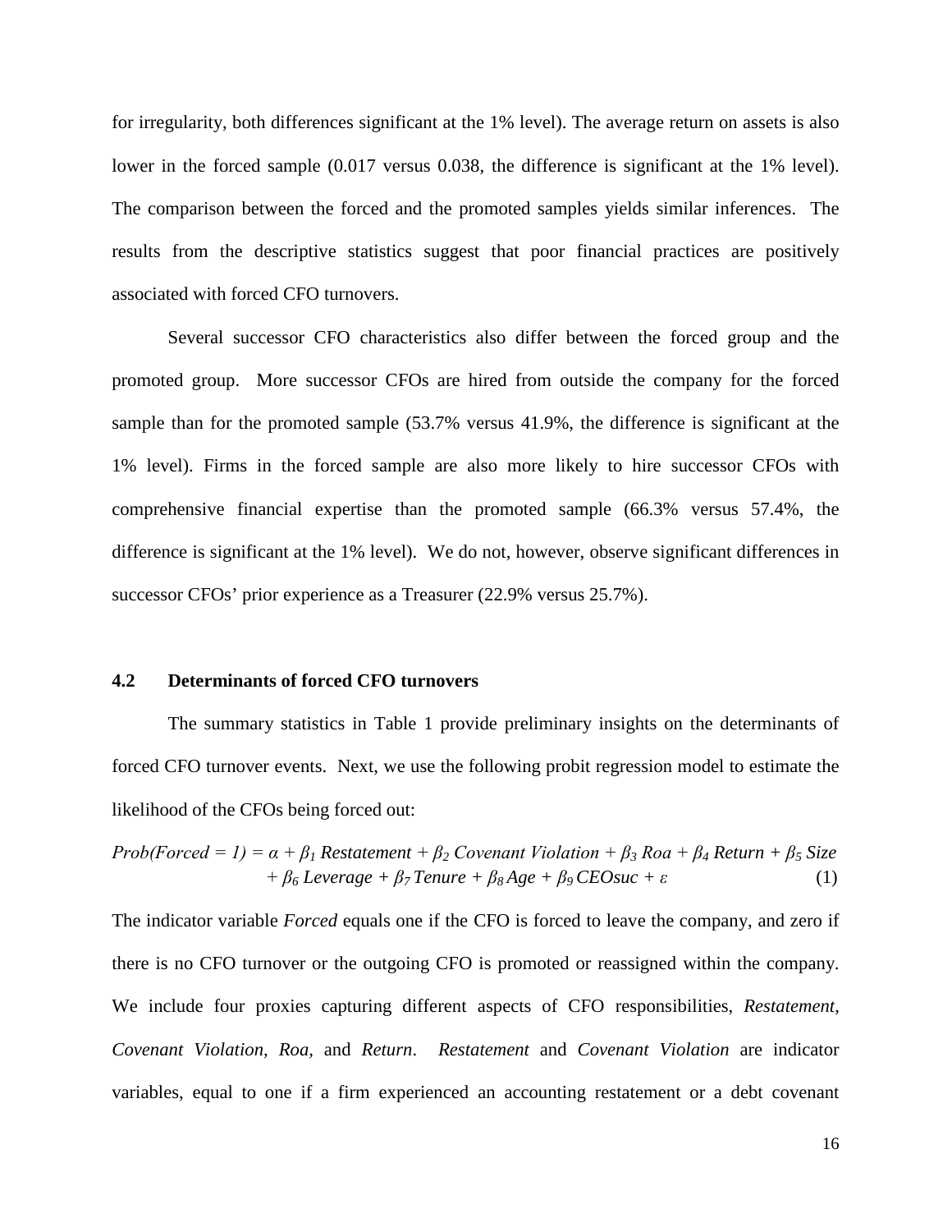for irregularity, both differences significant at the 1% level). The average return on assets is also lower in the forced sample (0.017 versus 0.038, the difference is significant at the 1% level). The comparison between the forced and the promoted samples yields similar inferences. The results from the descriptive statistics suggest that poor financial practices are positively associated with forced CFO turnovers.

Several successor CFO characteristics also differ between the forced group and the promoted group. More successor CFOs are hired from outside the company for the forced sample than for the promoted sample (53.7% versus 41.9%, the difference is significant at the 1% level). Firms in the forced sample are also more likely to hire successor CFOs with comprehensive financial expertise than the promoted sample (66.3% versus 57.4%, the difference is significant at the 1% level). We do not, however, observe significant differences in successor CFOs' prior experience as a Treasurer (22.9% versus 25.7%).

## 4.2 Determinants of forced CFO turnovers

The summary statistics in Table 1 provide preliminary insights on the determinants of forced CFO turnover events. Next, we use the following probit regression model to estimate the likelihood of the CFOs being forced out:

$$Prob(Forced = 1) = \alpha + \beta_1\, Restatement + \beta_2\, Covenant\ Violation + \beta_3\, Roa + \beta_4\, Return + \beta_5\, Size + \beta_6\, Leverage + \beta_7\, Tenure + \beta_8\, Age + \beta_9\, CEOsuc + \varepsilon \quad (1)$$

The indicator variable *Forced* equals one if the CFO is forced to leave the company, and zero if there is no CFO turnover or the outgoing CFO is promoted or reassigned within the company. We include four proxies capturing different aspects of CFO responsibilities, *Restatement*, *Covenant Violation*, *Roa*, and *Return*. *Restatement* and *Covenant Violation* are indicator variables, equal to one if a firm experienced an accounting restatement or a debt covenant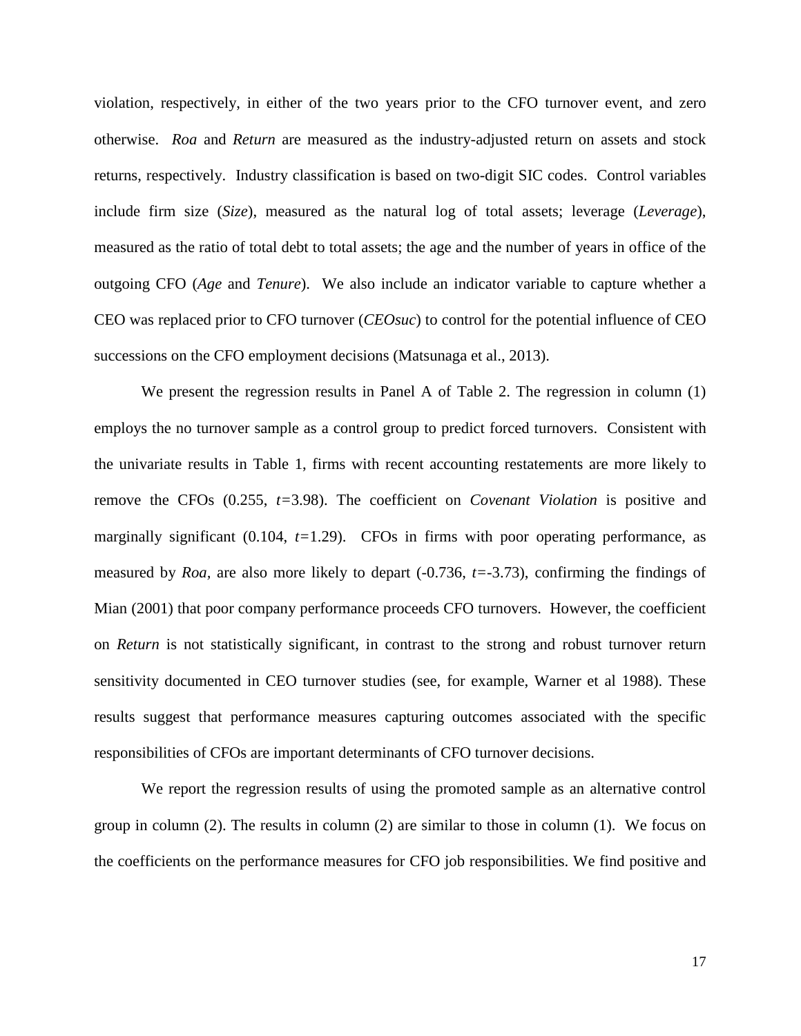violation, respectively, in either of the two years prior to the CFO turnover event, and zero otherwise. *Roa* and *Return* are measured as the industry-adjusted return on assets and stock returns, respectively. Industry classification is based on two-digit SIC codes. Control variables include firm size (*Size*), measured as the natural log of total assets; leverage (*Leverage*), measured as the ratio of total debt to total assets; the age and the number of years in office of the outgoing CFO (*Age* and *Tenure*). We also include an indicator variable to capture whether a CEO was replaced prior to CFO turnover (*CEOsuc*) to control for the potential influence of CEO successions on the CFO employment decisions (Matsunaga et al., 2013).

We present the regression results in Panel A of Table 2. The regression in column (1) employs the no turnover sample as a control group to predict forced turnovers. Consistent with the univariate results in Table 1, firms with recent accounting restatements are more likely to remove the CFOs (0.255, $t$=3.98). The coefficient on *Covenant Violation* is positive and marginally significant (0.104, $t$=1.29). CFOs in firms with poor operating performance, as measured by *Roa*, are also more likely to depart (-0.736, $t$=-3.73), confirming the findings of Mian (2001) that poor company performance proceeds CFO turnovers. However, the coefficient on *Return* is not statistically significant, in contrast to the strong and robust turnover return sensitivity documented in CEO turnover studies (see, for example, Warner et al 1988). These results suggest that performance measures capturing outcomes associated with the specific responsibilities of CFOs are important determinants of CFO turnover decisions.

We report the regression results of using the promoted sample as an alternative control group in column (2). The results in column (2) are similar to those in column (1). We focus on the coefficients on the performance measures for CFO job responsibilities. We find positive and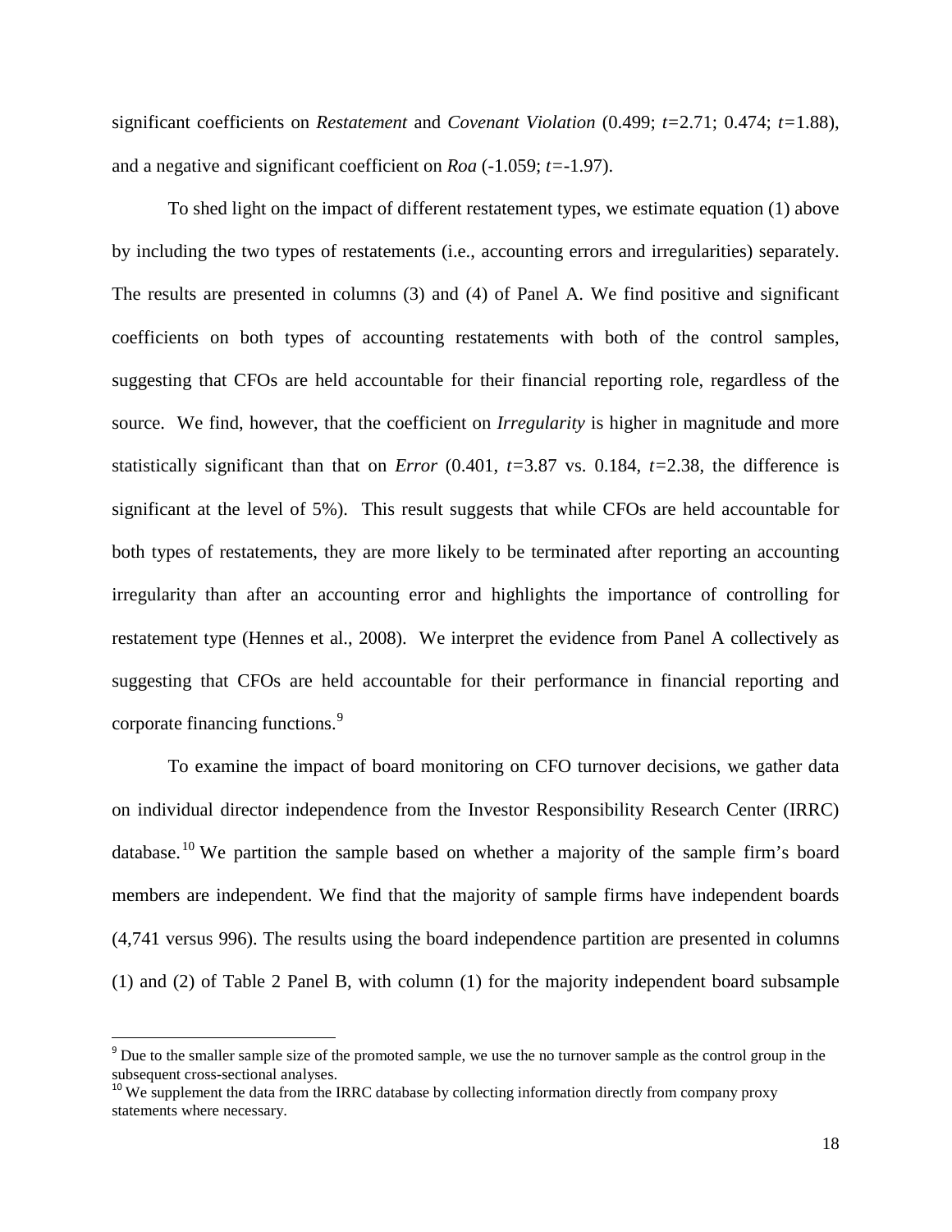significant coefficients on *Restatement* and *Covenant Violation* (0.499; $t$=2.71; 0.474; $t$=1.88), and a negative and significant coefficient on *Roa* (-1.059; $t$=-1.97).

To shed light on the impact of different restatement types, we estimate equation (1) above by including the two types of restatements (i.e., accounting errors and irregularities) separately. The results are presented in columns (3) and (4) of Panel A. We find positive and significant coefficients on both types of accounting restatements with both of the control samples, suggesting that CFOs are held accountable for their financial reporting role, regardless of the source. We find, however, that the coefficient on *Irregularity* is higher in magnitude and more statistically significant than that on *Error* (0.401, $t$=3.87 vs. 0.184, $t$=2.38, the difference is significant at the level of 5%). This result suggests that while CFOs are held accountable for both types of restatements, they are more likely to be terminated after reporting an accounting irregularity than after an accounting error and highlights the importance of controlling for restatement type (Hennes et al., 2008). We interpret the evidence from Panel A collectively as suggesting that CFOs are held accountable for their performance in financial reporting and corporate financing functions.[9]

To examine the impact of board monitoring on CFO turnover decisions, we gather data on individual director independence from the Investor Responsibility Research Center (IRRC) database.[10] We partition the sample based on whether a majority of the sample firm's board members are independent. We find that the majority of sample firms have independent boards (4,741 versus 996). The results using the board independence partition are presented in columns (1) and (2) of Table 2 Panel B, with column (1) for the majority independent board subsample

[9] Due to the smaller sample size of the promoted sample, we use the no turnover sample as the control group in the subsequent cross-sectional analyses.

[10] We supplement the data from the IRRC database by collecting information directly from company proxy statements where necessary.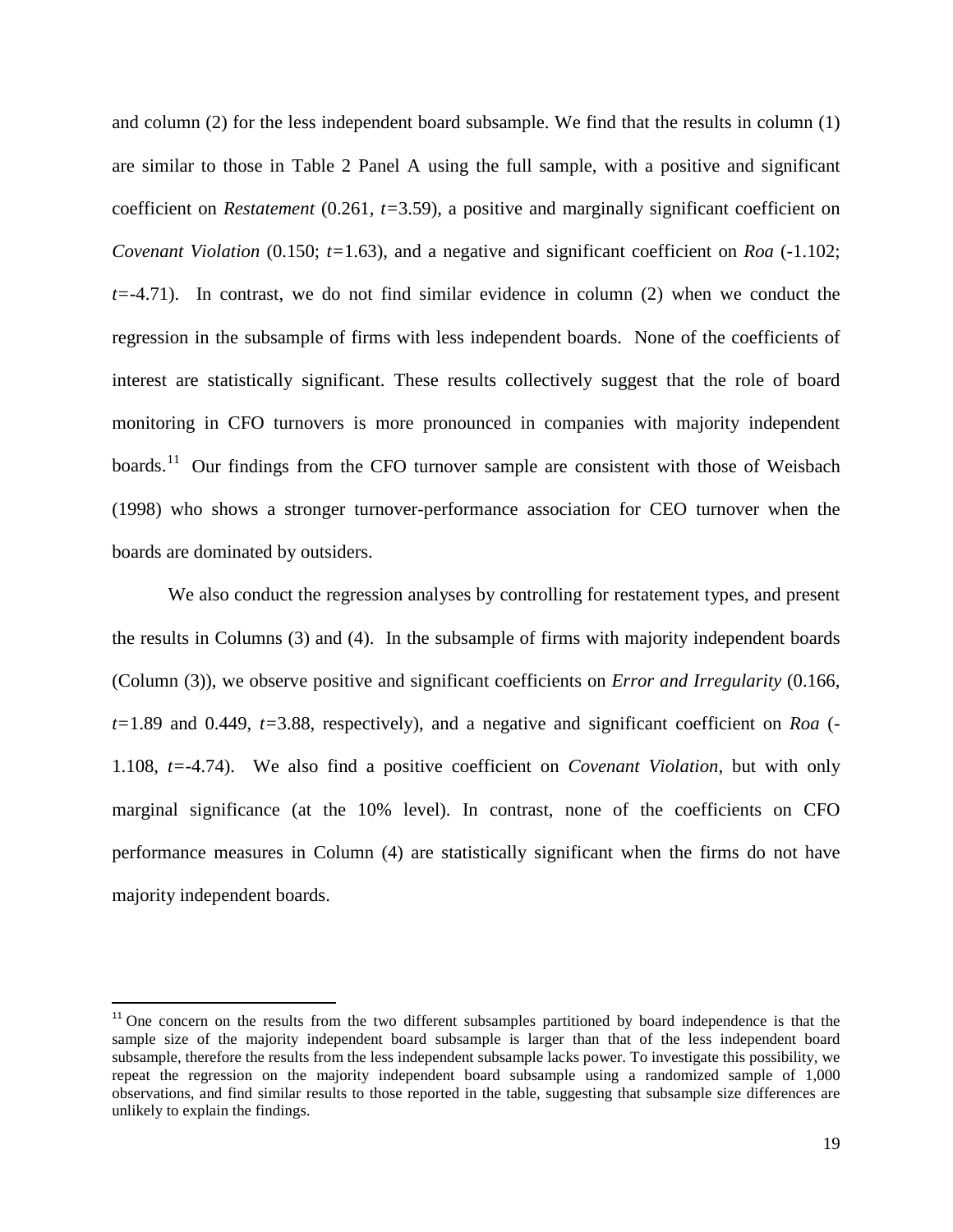and column (2) for the less independent board subsample. We find that the results in column (1) are similar to those in Table 2 Panel A using the full sample, with a positive and significant coefficient on *Restatement* (0.261, $t$=3.59), a positive and marginally significant coefficient on *Covenant Violation* (0.150; $t$=1.63), and a negative and significant coefficient on *Roa* (-1.102; $t$=-4.71). In contrast, we do not find similar evidence in column (2) when we conduct the regression in the subsample of firms with less independent boards. None of the coefficients of interest are statistically significant. These results collectively suggest that the role of board monitoring in CFO turnovers is more pronounced in companies with majority independent boards.[11] Our findings from the CFO turnover sample are consistent with those of Weisbach (1998) who shows a stronger turnover-performance association for CEO turnover when the boards are dominated by outsiders.

We also conduct the regression analyses by controlling for restatement types, and present the results in Columns (3) and (4). In the subsample of firms with majority independent boards (Column (3)), we observe positive and significant coefficients on *Error and Irregularity* (0.166, $t$=1.89 and 0.449, $t$=3.88, respectively), and a negative and significant coefficient on *Roa* (-1.108, $t$=-4.74). We also find a positive coefficient on *Covenant Violation*, but with only marginal significance (at the 10% level). In contrast, none of the coefficients on CFO performance measures in Column (4) are statistically significant when the firms do not have majority independent boards.

[11] One concern on the results from the two different subsamples partitioned by board independence is that the sample size of the majority independent board subsample is larger than that of the less independent board subsample, therefore the results from the less independent subsample lacks power. To investigate this possibility, we repeat the regression on the majority independent board subsample using a randomized sample of 1,000 observations, and find similar results to those reported in the table, suggesting that subsample size differences are unlikely to explain the findings.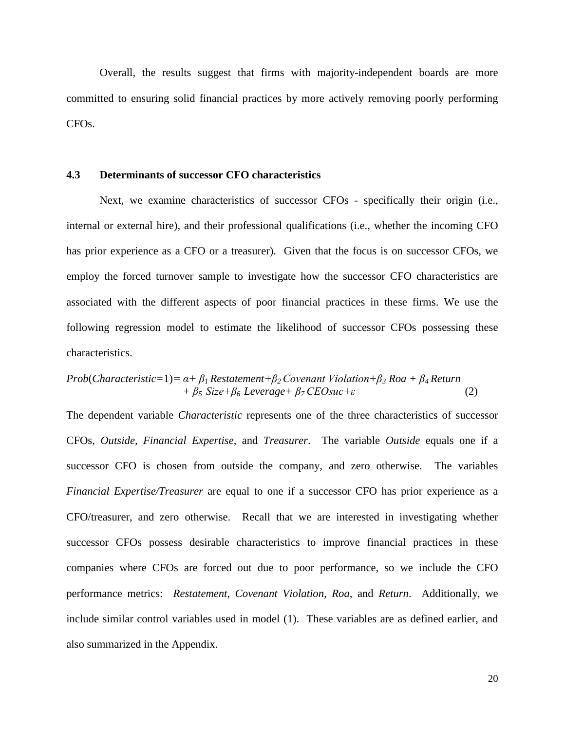Overall, the results suggest that firms with majority-independent boards are more committed to ensuring solid financial practices by more actively removing poorly performing CFOs.

### 4.3 Determinants of successor CFO characteristics

Next, we examine characteristics of successor CFOs - specifically their origin (i.e., internal or external hire), and their professional qualifications (i.e., whether the incoming CFO has prior experience as a CFO or a treasurer). Given that the focus is on successor CFOs, we employ the forced turnover sample to investigate how the successor CFO characteristics are associated with the different aspects of poor financial practices in these firms. We use the following regression model to estimate the likelihood of successor CFOs possessing these characteristics.

$$Prob(Characteristic=1)= \alpha+ \beta_1 Restatement+\beta_2 Covenant\ Violation+\beta_3 Roa + \beta_4 Return + \beta_5\ Size+\beta_6\ Leverage+ \beta_7 CEOsuc+\varepsilon \quad (2)$$

The dependent variable *Characteristic* represents one of the three characteristics of successor CFOs, *Outside*, *Financial Expertise*, and *Treasurer*. The variable *Outside* equals one if a successor CFO is chosen from outside the company, and zero otherwise. The variables *Financial Expertise/Treasurer* are equal to one if a successor CFO has prior experience as a CFO/treasurer, and zero otherwise. Recall that we are interested in investigating whether successor CFOs possess desirable characteristics to improve financial practices in these companies where CFOs are forced out due to poor performance, so we include the CFO performance metrics: *Restatement*, *Covenant Violation, Roa,* and *Return*. Additionally, we include similar control variables used in model (1). These variables are as defined earlier, and also summarized in the Appendix.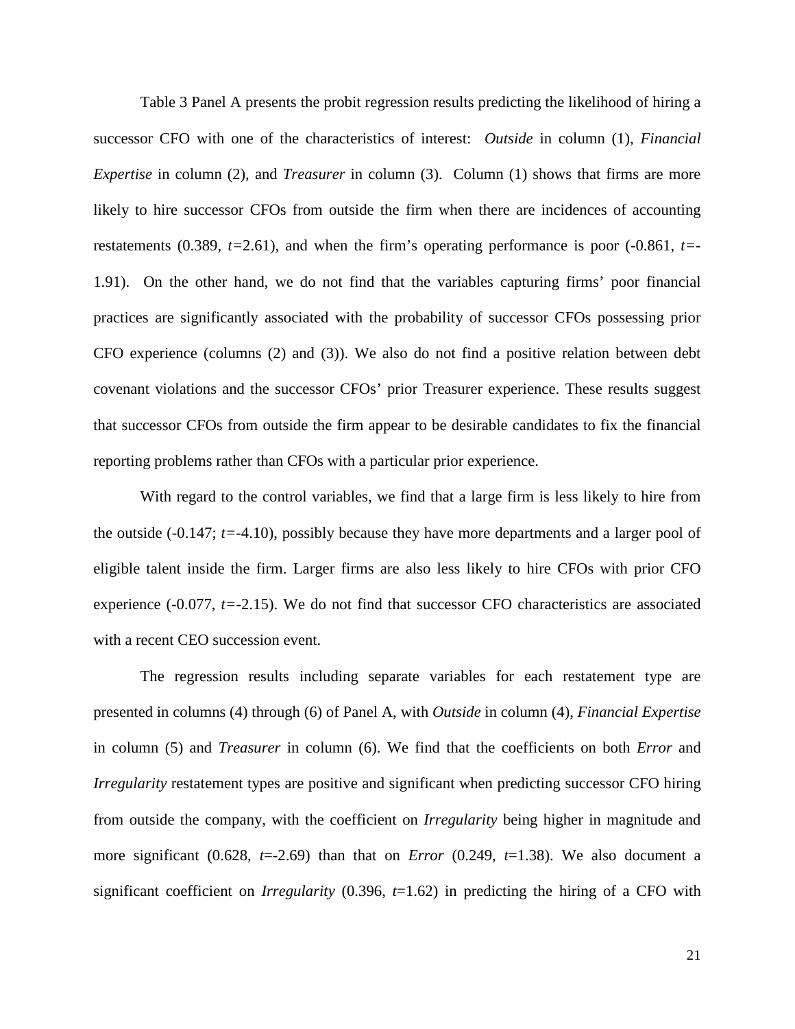Table 3 Panel A presents the probit regression results predicting the likelihood of hiring a successor CFO with one of the characteristics of interest: *Outside* in column (1), *Financial Expertise* in column (2), and *Treasurer* in column (3). Column (1) shows that firms are more likely to hire successor CFOs from outside the firm when there are incidences of accounting restatements (0.389, $t$=2.61), and when the firm's operating performance is poor (-0.861, $t$=-1.91). On the other hand, we do not find that the variables capturing firms' poor financial practices are significantly associated with the probability of successor CFOs possessing prior CFO experience (columns (2) and (3)). We also do not find a positive relation between debt covenant violations and the successor CFOs' prior Treasurer experience. These results suggest that successor CFOs from outside the firm appear to be desirable candidates to fix the financial reporting problems rather than CFOs with a particular prior experience.

With regard to the control variables, we find that a large firm is less likely to hire from the outside (-0.147; $t$=-4.10), possibly because they have more departments and a larger pool of eligible talent inside the firm. Larger firms are also less likely to hire CFOs with prior CFO experience (-0.077, $t$=-2.15). We do not find that successor CFO characteristics are associated with a recent CEO succession event.

The regression results including separate variables for each restatement type are presented in columns (4) through (6) of Panel A, with *Outside* in column (4), *Financial Expertise* in column (5) and *Treasurer* in column (6). We find that the coefficients on both *Error* and *Irregularity* restatement types are positive and significant when predicting successor CFO hiring from outside the company, with the coefficient on *Irregularity* being higher in magnitude and more significant (0.628, $t$=-2.69) than that on *Error* (0.249, $t$=1.38). We also document a significant coefficient on *Irregularity* (0.396, $t$=1.62) in predicting the hiring of a CFO with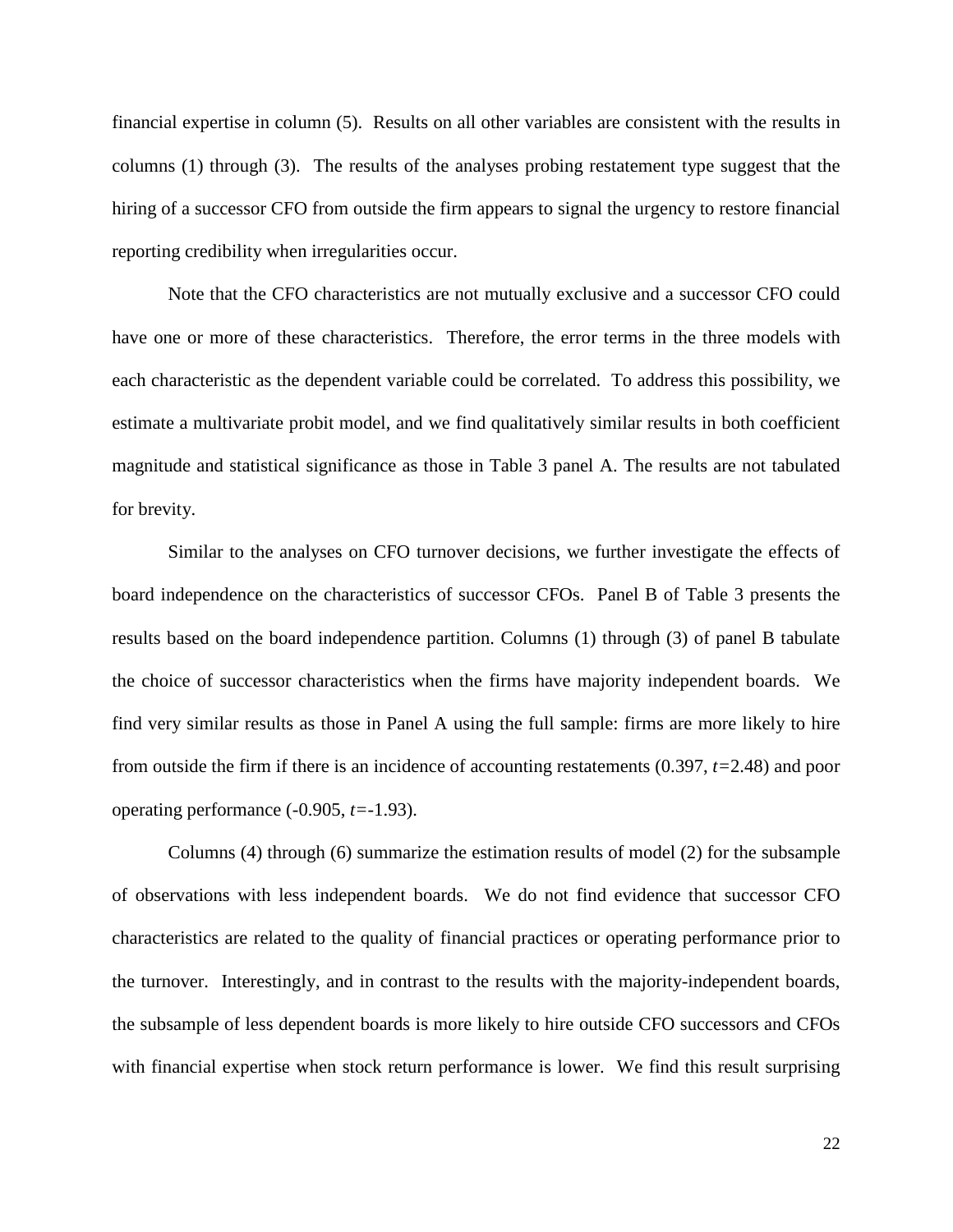financial expertise in column (5). Results on all other variables are consistent with the results in columns (1) through (3). The results of the analyses probing restatement type suggest that the hiring of a successor CFO from outside the firm appears to signal the urgency to restore financial reporting credibility when irregularities occur.

Note that the CFO characteristics are not mutually exclusive and a successor CFO could have one or more of these characteristics. Therefore, the error terms in the three models with each characteristic as the dependent variable could be correlated. To address this possibility, we estimate a multivariate probit model, and we find qualitatively similar results in both coefficient magnitude and statistical significance as those in Table 3 panel A. The results are not tabulated for brevity.

Similar to the analyses on CFO turnover decisions, we further investigate the effects of board independence on the characteristics of successor CFOs. Panel B of Table 3 presents the results based on the board independence partition. Columns (1) through (3) of panel B tabulate the choice of successor characteristics when the firms have majority independent boards. We find very similar results as those in Panel A using the full sample: firms are more likely to hire from outside the firm if there is an incidence of accounting restatements (0.397, *t*=2.48) and poor operating performance (-0.905, *t*=-1.93).

Columns (4) through (6) summarize the estimation results of model (2) for the subsample of observations with less independent boards. We do not find evidence that successor CFO characteristics are related to the quality of financial practices or operating performance prior to the turnover. Interestingly, and in contrast to the results with the majority-independent boards, the subsample of less dependent boards is more likely to hire outside CFO successors and CFOs with financial expertise when stock return performance is lower. We find this result surprising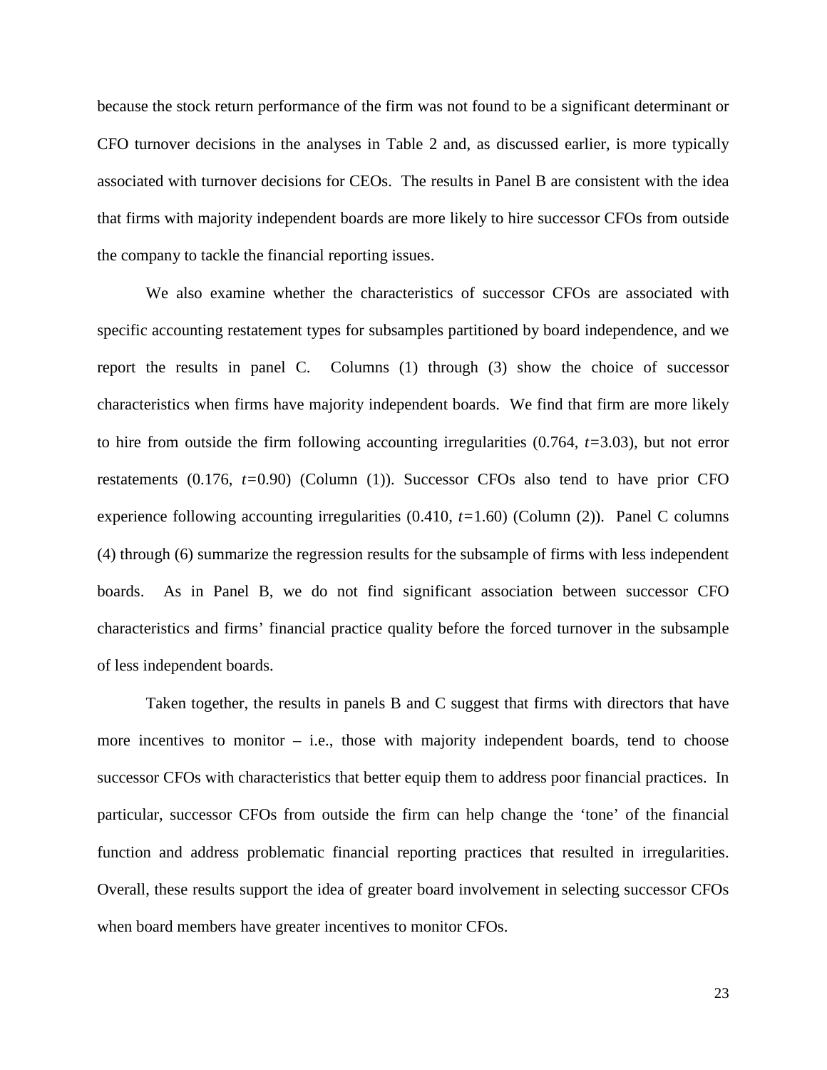because the stock return performance of the firm was not found to be a significant determinant or CFO turnover decisions in the analyses in Table 2 and, as discussed earlier, is more typically associated with turnover decisions for CEOs. The results in Panel B are consistent with the idea that firms with majority independent boards are more likely to hire successor CFOs from outside the company to tackle the financial reporting issues.

We also examine whether the characteristics of successor CFOs are associated with specific accounting restatement types for subsamples partitioned by board independence, and we report the results in panel C. Columns (1) through (3) show the choice of successor characteristics when firms have majority independent boards. We find that firm are more likely to hire from outside the firm following accounting irregularities (0.764, $t$=3.03), but not error restatements (0.176, $t$=0.90) (Column (1)). Successor CFOs also tend to have prior CFO experience following accounting irregularities (0.410, $t$=1.60) (Column (2)). Panel C columns (4) through (6) summarize the regression results for the subsample of firms with less independent boards. As in Panel B, we do not find significant association between successor CFO characteristics and firms' financial practice quality before the forced turnover in the subsample of less independent boards.

Taken together, the results in panels B and C suggest that firms with directors that have more incentives to monitor – i.e., those with majority independent boards, tend to choose successor CFOs with characteristics that better equip them to address poor financial practices. In particular, successor CFOs from outside the firm can help change the 'tone' of the financial function and address problematic financial reporting practices that resulted in irregularities. Overall, these results support the idea of greater board involvement in selecting successor CFOs when board members have greater incentives to monitor CFOs.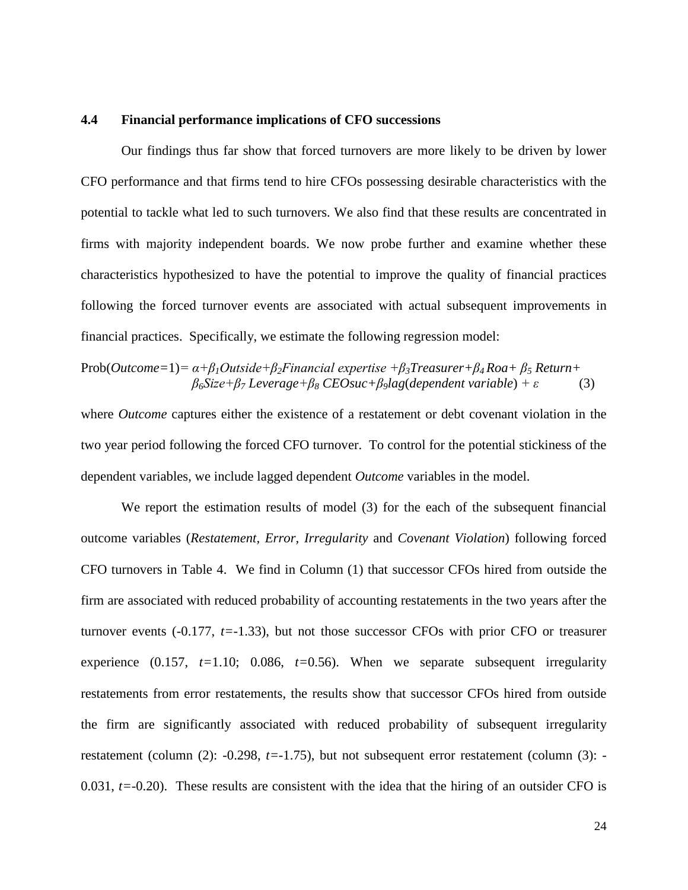### 4.4 Financial performance implications of CFO successions

Our findings thus far show that forced turnovers are more likely to be driven by lower CFO performance and that firms tend to hire CFOs possessing desirable characteristics with the potential to tackle what led to such turnovers. We also find that these results are concentrated in firms with majority independent boards. We now probe further and examine whether these characteristics hypothesized to have the potential to improve the quality of financial practices following the forced turnover events are associated with actual subsequent improvements in financial practices. Specifically, we estimate the following regression model:

$$\text{Prob}(Outcome{=}1) = \alpha + \beta_1 Outside + \beta_2 Financial\ expertise + \beta_3 Treasurer + \beta_4 Roa + \beta_5 Return + \beta_6 Size + \beta_7 Leverage + \beta_8 CEOsuc + \beta_9 lag(dependent\ variable) + \varepsilon \quad (3)$$

where *Outcome* captures either the existence of a restatement or debt covenant violation in the two year period following the forced CFO turnover. To control for the potential stickiness of the dependent variables, we include lagged dependent *Outcome* variables in the model.

We report the estimation results of model (3) for the each of the subsequent financial outcome variables (*Restatement, Error, Irregularity* and *Covenant Violation*) following forced CFO turnovers in Table 4. We find in Column (1) that successor CFOs hired from outside the firm are associated with reduced probability of accounting restatements in the two years after the turnover events (-0.177, $t$=-1.33), but not those successor CFOs with prior CFO or treasurer experience (0.157, $t$=1.10; 0.086, $t$=0.56). When we separate subsequent irregularity restatements from error restatements, the results show that successor CFOs hired from outside the firm are significantly associated with reduced probability of subsequent irregularity restatement (column (2): -0.298, $t$=-1.75), but not subsequent error restatement (column (3): -0.031, $t$=-0.20). These results are consistent with the idea that the hiring of an outsider CFO is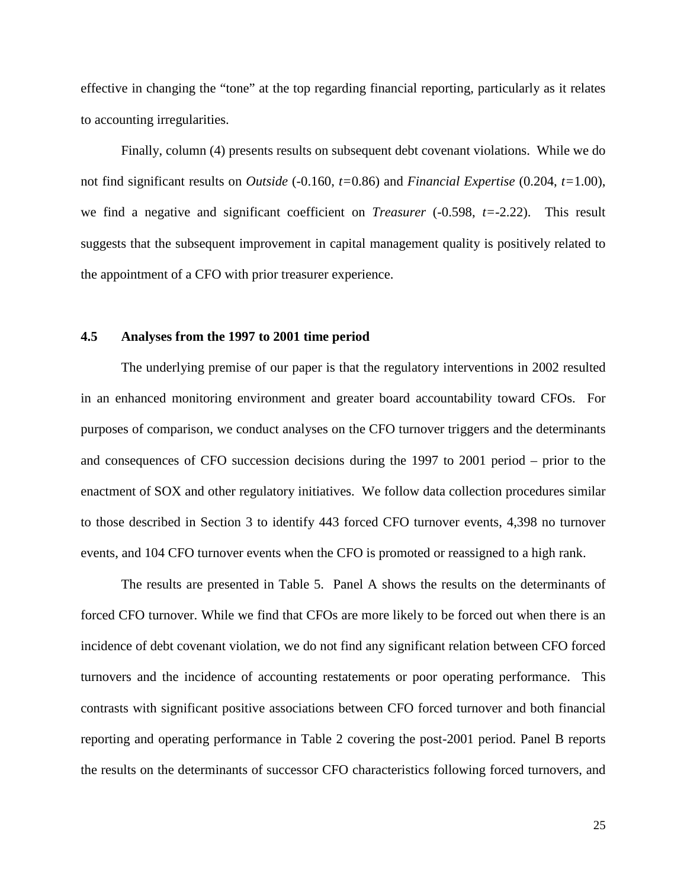effective in changing the "tone" at the top regarding financial reporting, particularly as it relates to accounting irregularities.

Finally, column (4) presents results on subsequent debt covenant violations. While we do not find significant results on *Outside* (-0.160, $t$=0.86) and *Financial Expertise* (0.204, $t$=1.00), we find a negative and significant coefficient on *Treasurer* (-0.598, $t$=-2.22). This result suggests that the subsequent improvement in capital management quality is positively related to the appointment of a CFO with prior treasurer experience.

### 4.5 Analyses from the 1997 to 2001 time period

The underlying premise of our paper is that the regulatory interventions in 2002 resulted in an enhanced monitoring environment and greater board accountability toward CFOs. For purposes of comparison, we conduct analyses on the CFO turnover triggers and the determinants and consequences of CFO succession decisions during the 1997 to 2001 period – prior to the enactment of SOX and other regulatory initiatives. We follow data collection procedures similar to those described in Section 3 to identify 443 forced CFO turnover events, 4,398 no turnover events, and 104 CFO turnover events when the CFO is promoted or reassigned to a high rank.

The results are presented in Table 5. Panel A shows the results on the determinants of forced CFO turnover. While we find that CFOs are more likely to be forced out when there is an incidence of debt covenant violation, we do not find any significant relation between CFO forced turnovers and the incidence of accounting restatements or poor operating performance. This contrasts with significant positive associations between CFO forced turnover and both financial reporting and operating performance in Table 2 covering the post-2001 period. Panel B reports the results on the determinants of successor CFO characteristics following forced turnovers, and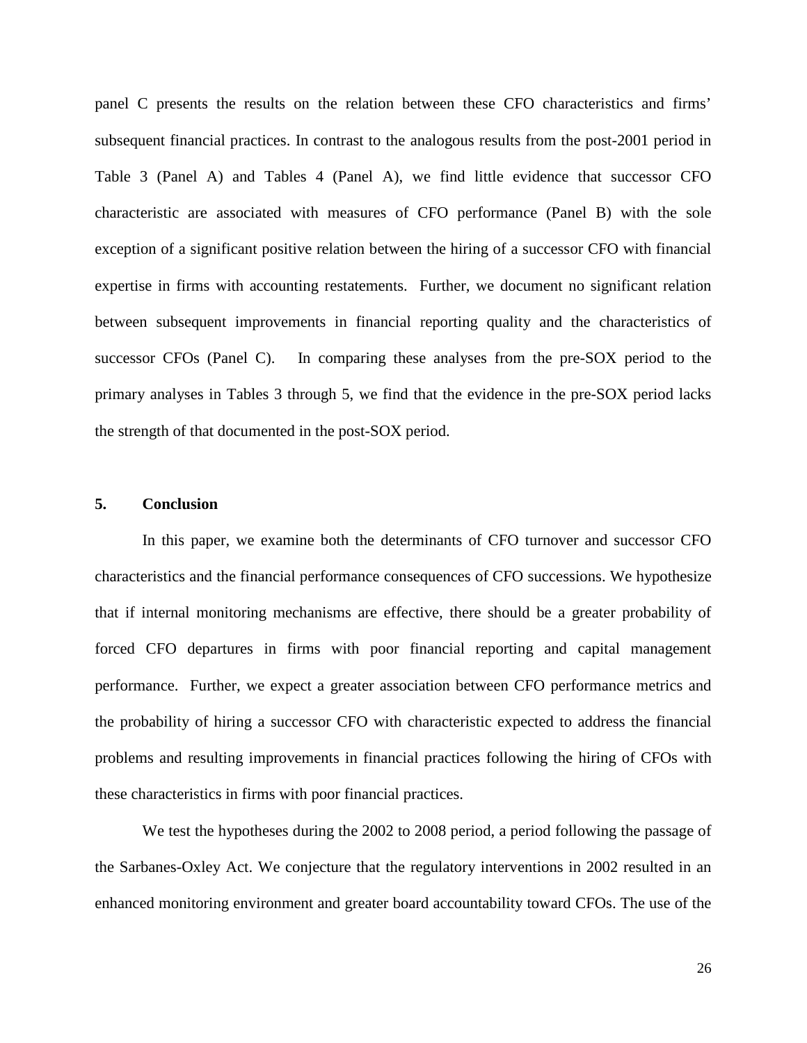panel C presents the results on the relation between these CFO characteristics and firms' subsequent financial practices. In contrast to the analogous results from the post-2001 period in Table 3 (Panel A) and Tables 4 (Panel A), we find little evidence that successor CFO characteristic are associated with measures of CFO performance (Panel B) with the sole exception of a significant positive relation between the hiring of a successor CFO with financial expertise in firms with accounting restatements. Further, we document no significant relation between subsequent improvements in financial reporting quality and the characteristics of successor CFOs (Panel C). In comparing these analyses from the pre-SOX period to the primary analyses in Tables 3 through 5, we find that the evidence in the pre-SOX period lacks the strength of that documented in the post-SOX period.

## 5. Conclusion

In this paper, we examine both the determinants of CFO turnover and successor CFO characteristics and the financial performance consequences of CFO successions. We hypothesize that if internal monitoring mechanisms are effective, there should be a greater probability of forced CFO departures in firms with poor financial reporting and capital management performance. Further, we expect a greater association between CFO performance metrics and the probability of hiring a successor CFO with characteristic expected to address the financial problems and resulting improvements in financial practices following the hiring of CFOs with these characteristics in firms with poor financial practices.

We test the hypotheses during the 2002 to 2008 period, a period following the passage of the Sarbanes-Oxley Act. We conjecture that the regulatory interventions in 2002 resulted in an enhanced monitoring environment and greater board accountability toward CFOs. The use of the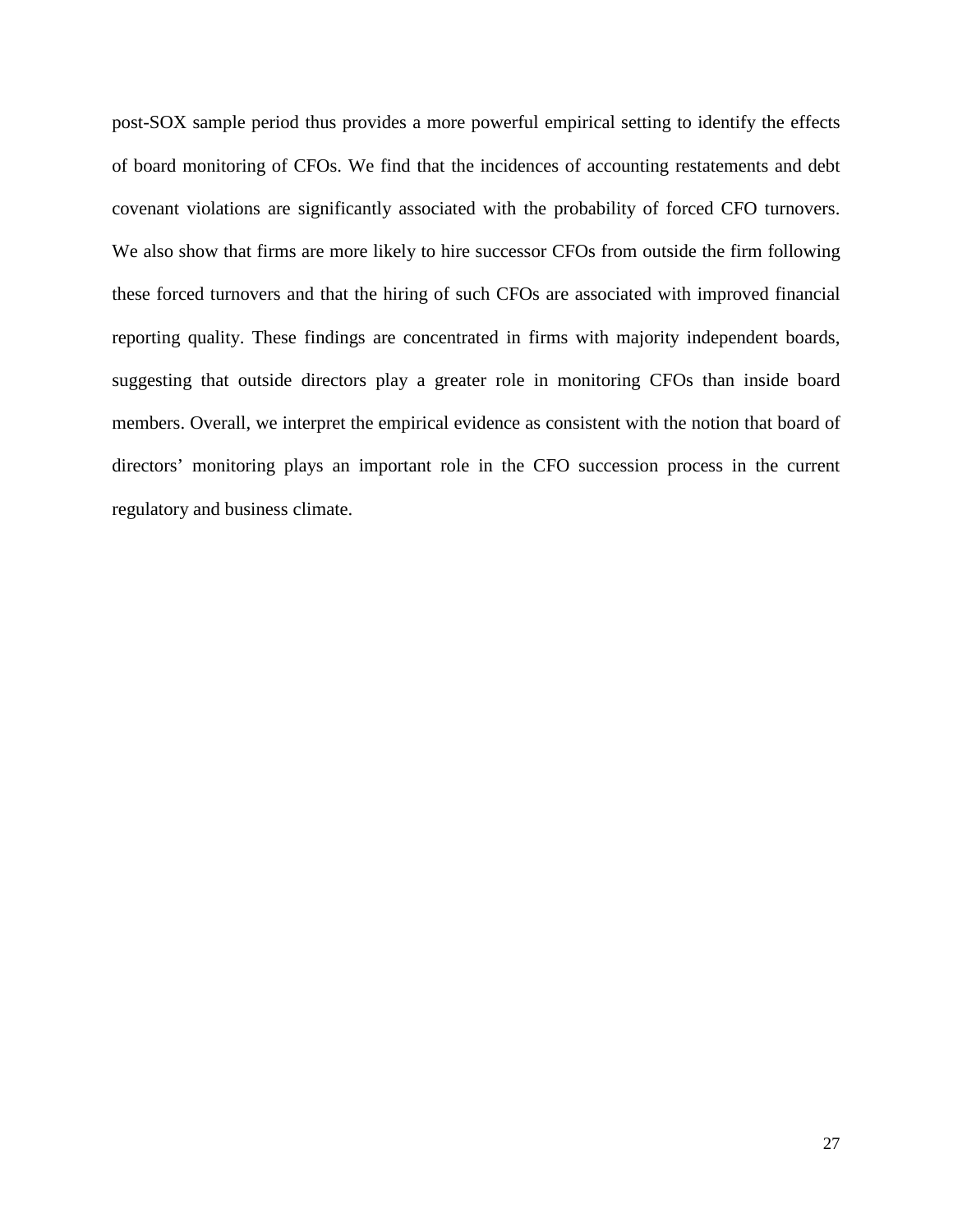post-SOX sample period thus provides a more powerful empirical setting to identify the effects of board monitoring of CFOs. We find that the incidences of accounting restatements and debt covenant violations are significantly associated with the probability of forced CFO turnovers. We also show that firms are more likely to hire successor CFOs from outside the firm following these forced turnovers and that the hiring of such CFOs are associated with improved financial reporting quality. These findings are concentrated in firms with majority independent boards, suggesting that outside directors play a greater role in monitoring CFOs than inside board members. Overall, we interpret the empirical evidence as consistent with the notion that board of directors' monitoring plays an important role in the CFO succession process in the current regulatory and business climate.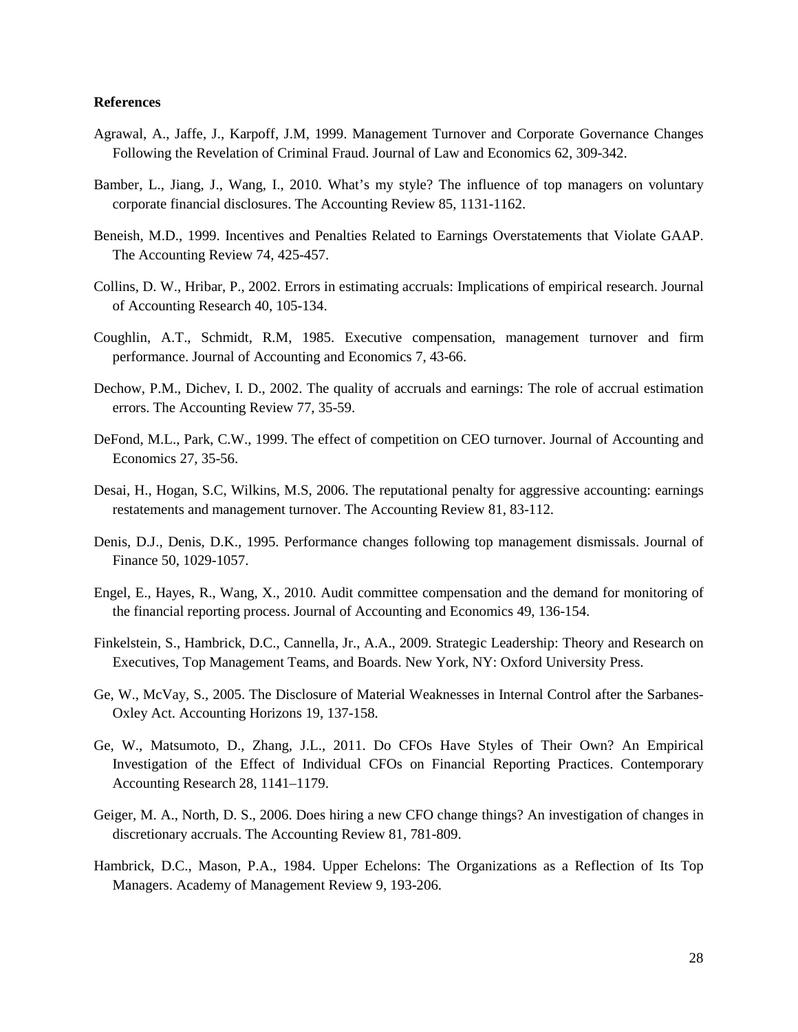**References**

Agrawal, A., Jaffe, J., Karpoff, J.M, 1999. Management Turnover and Corporate Governance Changes Following the Revelation of Criminal Fraud. Journal of Law and Economics 62, 309-342.

Bamber, L., Jiang, J., Wang, I., 2010. What's my style? The influence of top managers on voluntary corporate financial disclosures. The Accounting Review 85, 1131-1162.

Beneish, M.D., 1999. Incentives and Penalties Related to Earnings Overstatements that Violate GAAP. The Accounting Review 74, 425-457.

Collins, D. W., Hribar, P., 2002. Errors in estimating accruals: Implications of empirical research. Journal of Accounting Research 40, 105-134.

Coughlin, A.T., Schmidt, R.M, 1985. Executive compensation, management turnover and firm performance. Journal of Accounting and Economics 7, 43-66.

Dechow, P.M., Dichev, I. D., 2002. The quality of accruals and earnings: The role of accrual estimation errors. The Accounting Review 77, 35-59.

DeFond, M.L., Park, C.W., 1999. The effect of competition on CEO turnover. Journal of Accounting and Economics 27, 35-56.

Desai, H., Hogan, S.C, Wilkins, M.S, 2006. The reputational penalty for aggressive accounting: earnings restatements and management turnover. The Accounting Review 81, 83-112.

Denis, D.J., Denis, D.K., 1995. Performance changes following top management dismissals. Journal of Finance 50, 1029-1057.

Engel, E., Hayes, R., Wang, X., 2010. Audit committee compensation and the demand for monitoring of the financial reporting process. Journal of Accounting and Economics 49, 136-154.

Finkelstein, S., Hambrick, D.C., Cannella, Jr., A.A., 2009. Strategic Leadership: Theory and Research on Executives, Top Management Teams, and Boards. New York, NY: Oxford University Press.

Ge, W., McVay, S., 2005. The Disclosure of Material Weaknesses in Internal Control after the Sarbanes-Oxley Act. Accounting Horizons 19, 137-158.

Ge, W., Matsumoto, D., Zhang, J.L., 2011. Do CFOs Have Styles of Their Own? An Empirical Investigation of the Effect of Individual CFOs on Financial Reporting Practices. Contemporary Accounting Research 28, 1141–1179.

Geiger, M. A., North, D. S., 2006. Does hiring a new CFO change things? An investigation of changes in discretionary accruals. The Accounting Review 81, 781-809.

Hambrick, D.C., Mason, P.A., 1984. Upper Echelons: The Organizations as a Reflection of Its Top Managers. Academy of Management Review 9, 193-206.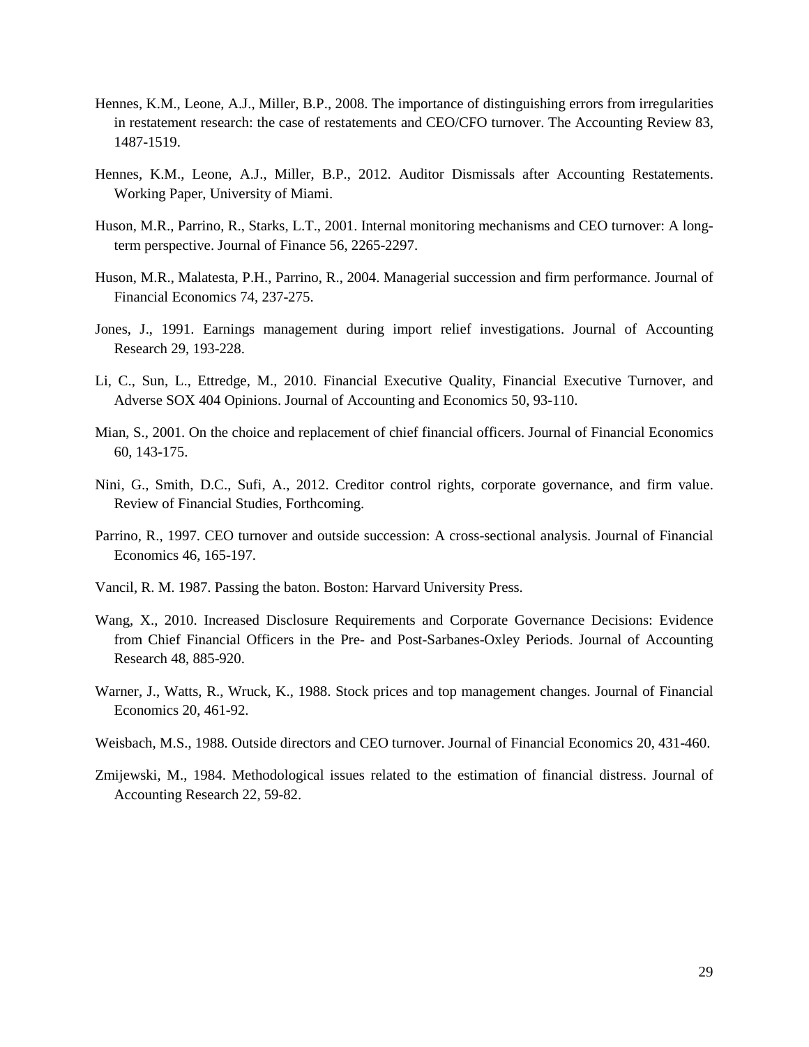Hennes, K.M., Leone, A.J., Miller, B.P., 2008. The importance of distinguishing errors from irregularities in restatement research: the case of restatements and CEO/CFO turnover. The Accounting Review 83, 1487-1519.

Hennes, K.M., Leone, A.J., Miller, B.P., 2012. Auditor Dismissals after Accounting Restatements. Working Paper, University of Miami.

Huson, M.R., Parrino, R., Starks, L.T., 2001. Internal monitoring mechanisms and CEO turnover: A long-term perspective. Journal of Finance 56, 2265-2297.

Huson, M.R., Malatesta, P.H., Parrino, R., 2004. Managerial succession and firm performance. Journal of Financial Economics 74, 237-275.

Jones, J., 1991. Earnings management during import relief investigations. Journal of Accounting Research 29, 193-228.

Li, C., Sun, L., Ettredge, M., 2010. Financial Executive Quality, Financial Executive Turnover, and Adverse SOX 404 Opinions. Journal of Accounting and Economics 50, 93-110.

Mian, S., 2001. On the choice and replacement of chief financial officers. Journal of Financial Economics 60, 143-175.

Nini, G., Smith, D.C., Sufi, A., 2012. Creditor control rights, corporate governance, and firm value. Review of Financial Studies, Forthcoming.

Parrino, R., 1997. CEO turnover and outside succession: A cross-sectional analysis. Journal of Financial Economics 46, 165-197.

Vancil, R. M. 1987. Passing the baton. Boston: Harvard University Press.

Wang, X., 2010. Increased Disclosure Requirements and Corporate Governance Decisions: Evidence from Chief Financial Officers in the Pre- and Post-Sarbanes-Oxley Periods. Journal of Accounting Research 48, 885-920.

Warner, J., Watts, R., Wruck, K., 1988. Stock prices and top management changes. Journal of Financial Economics 20, 461-92.

Weisbach, M.S., 1988. Outside directors and CEO turnover. Journal of Financial Economics 20, 431-460.

Zmijewski, M., 1984. Methodological issues related to the estimation of financial distress. Journal of Accounting Research 22, 59-82.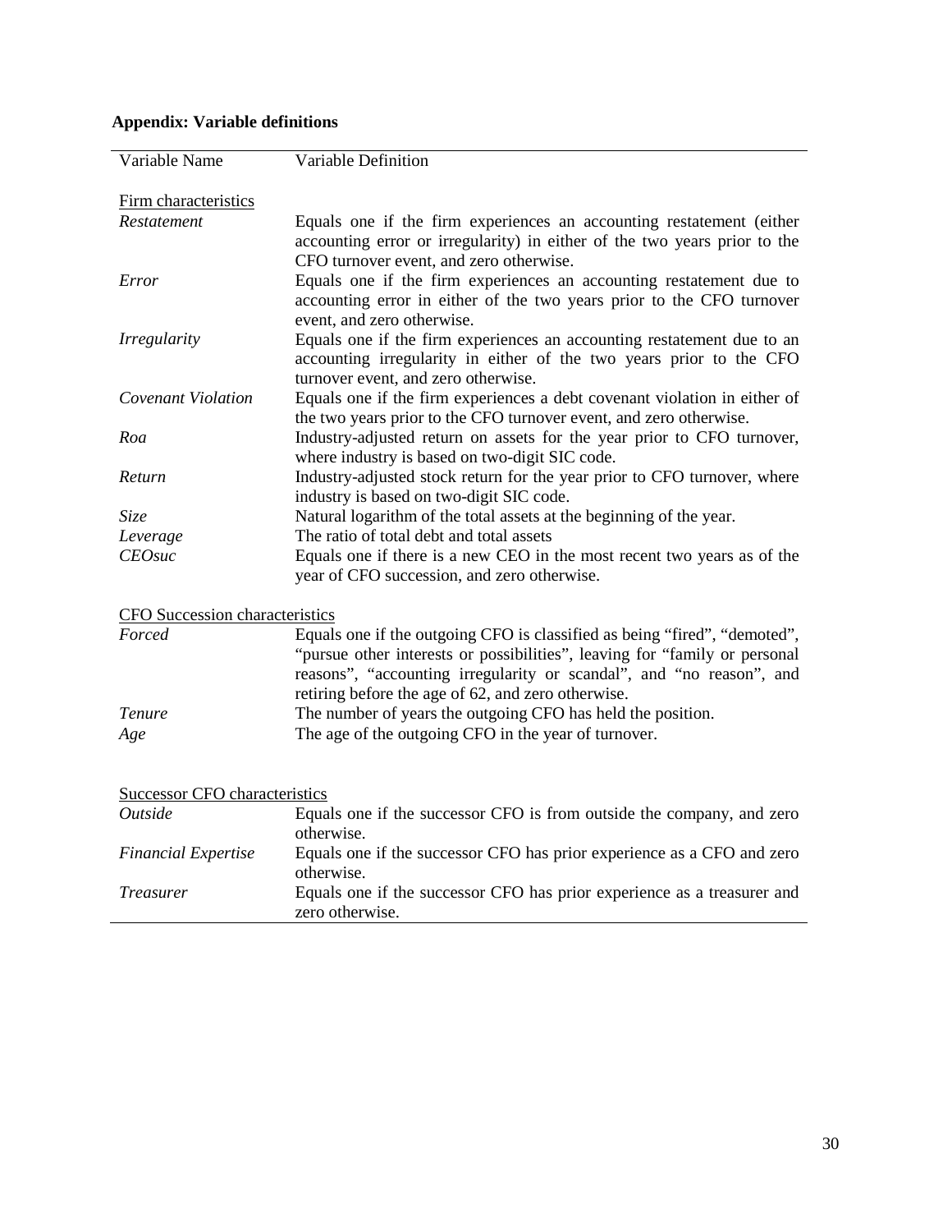**Appendix: Variable definitions**

| Variable Name | Variable Definition |
|---|---|
| <u>Firm characteristics</u> | |
| *Restatement* | Equals one if the firm experiences an accounting restatement (either accounting error or irregularity) in either of the two years prior to the CFO turnover event, and zero otherwise. |
| *Error* | Equals one if the firm experiences an accounting restatement due to accounting error in either of the two years prior to the CFO turnover event, and zero otherwise. |
| *Irregularity* | Equals one if the firm experiences an accounting restatement due to an accounting irregularity in either of the two years prior to the CFO turnover event, and zero otherwise. |
| *Covenant Violation* | Equals one if the firm experiences a debt covenant violation in either of the two years prior to the CFO turnover event, and zero otherwise. |
| *Roa* | Industry-adjusted return on assets for the year prior to CFO turnover, where industry is based on two-digit SIC code. |
| *Return* | Industry-adjusted stock return for the year prior to CFO turnover, where industry is based on two-digit SIC code. |
| *Size* | Natural logarithm of the total assets at the beginning of the year. |
| *Leverage* | The ratio of total debt and total assets |
| *CEOsuc* | Equals one if there is a new CEO in the most recent two years as of the year of CFO succession, and zero otherwise. |
| <u>CFO Succession characteristics</u> | |
| *Forced* | Equals one if the outgoing CFO is classified as being "fired", "demoted", "pursue other interests or possibilities", leaving for "family or personal reasons", "accounting irregularity or scandal", and "no reason", and retiring before the age of 62, and zero otherwise. |
| *Tenure* | The number of years the outgoing CFO has held the position. |
| *Age* | The age of the outgoing CFO in the year of turnover. |
| <u>Successor CFO characteristics</u> | |
| *Outside* | Equals one if the successor CFO is from outside the company, and zero otherwise. |
| *Financial Expertise* | Equals one if the successor CFO has prior experience as a CFO and zero otherwise. |
| *Treasurer* | Equals one if the successor CFO has prior experience as a treasurer and zero otherwise. |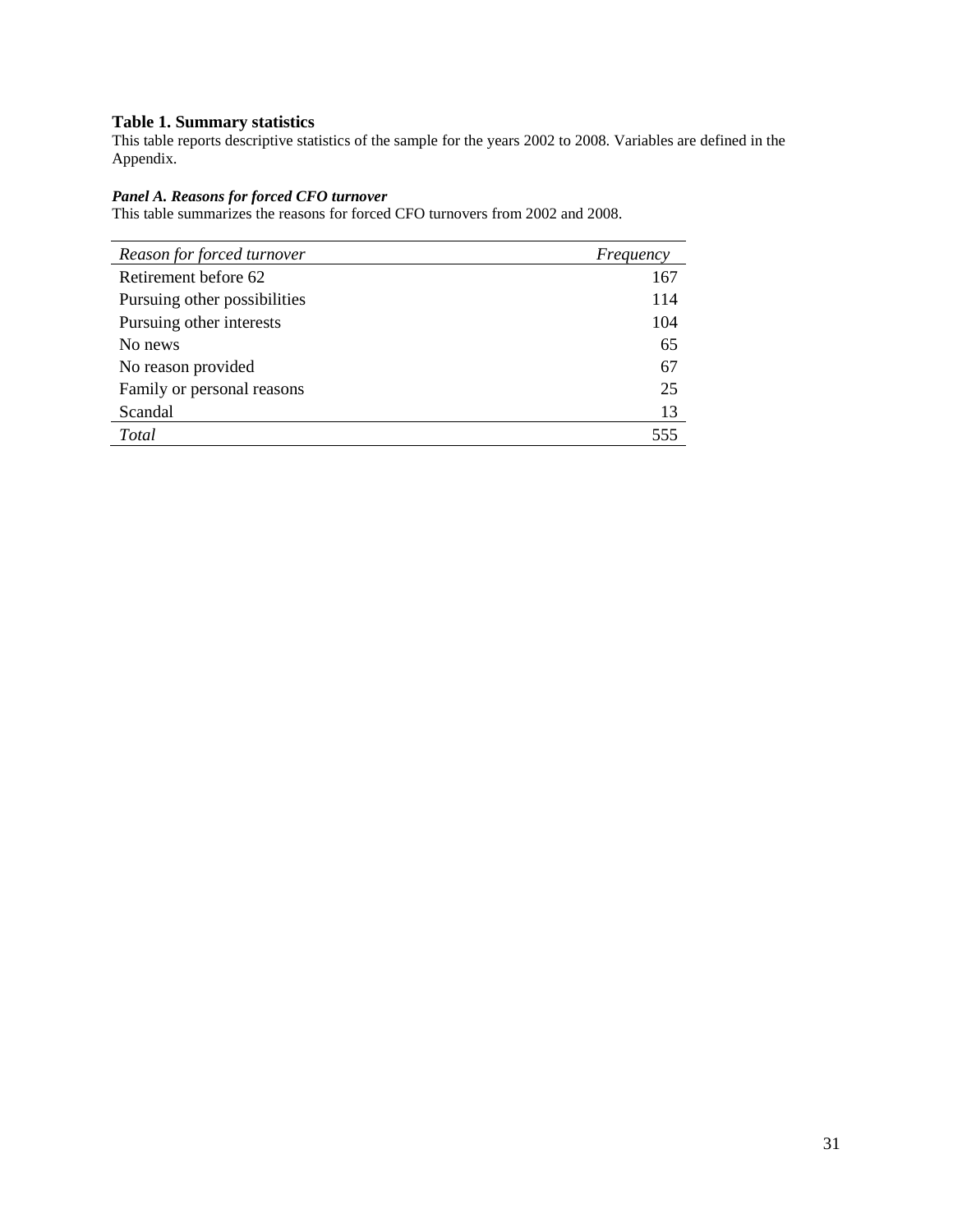**Table 1. Summary statistics**

This table reports descriptive statistics of the sample for the years 2002 to 2008. Variables are defined in the Appendix.

***Panel A. Reasons for forced CFO turnover***

This table summarizes the reasons for forced CFO turnovers from 2002 and 2008.

| *Reason for forced turnover* | *Frequency* |
|---|---|
| Retirement before 62 | 167 |
| Pursuing other possibilities | 114 |
| Pursuing other interests | 104 |
| No news | 65 |
| No reason provided | 67 |
| Family or personal reasons | 25 |
| Scandal | 13 |
| *Total* | 555 |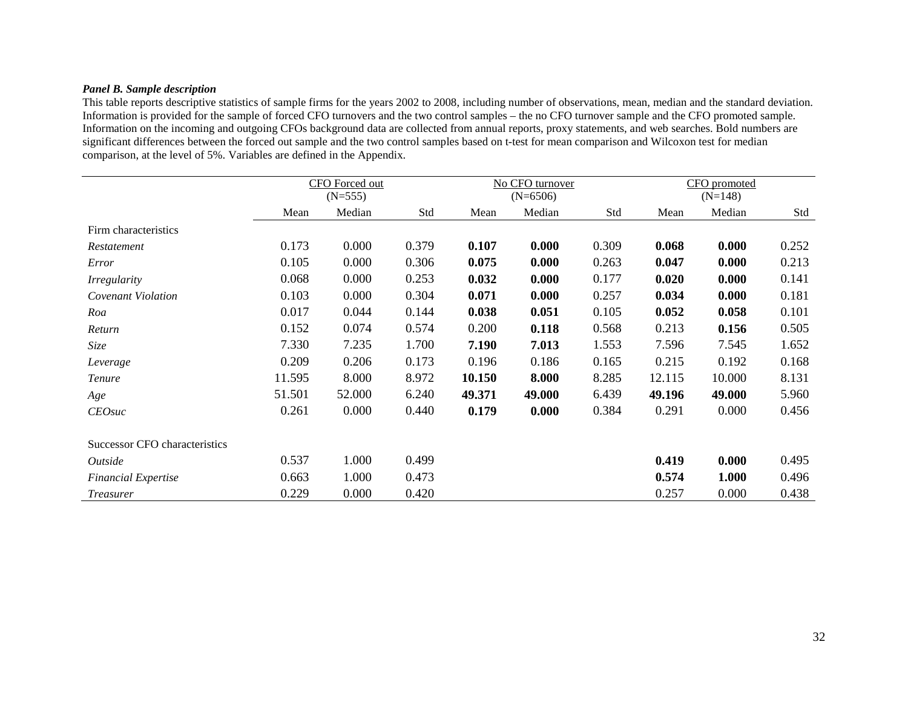***Panel B. Sample description***

This table reports descriptive statistics of sample firms for the years 2002 to 2008, including number of observations, mean, median and the standard deviation. Information is provided for the sample of forced CFO turnovers and the two control samples – the no CFO turnover sample and the CFO promoted sample. Information on the incoming and outgoing CFOs background data are collected from annual reports, proxy statements, and web searches. Bold numbers are significant differences between the forced out sample and the two control samples based on t-test for mean comparison and Wilcoxon test for median comparison, at the level of 5%. Variables are defined in the Appendix.

| | CFO Forced out (N=555) | | | No CFO turnover (N=6506) | | | CFO promoted (N=148) | | |
|---|---|---|---|---|---|---|---|---|---|
| | Mean | Median | Std | Mean | Median | Std | Mean | Median | Std |
| Firm characteristics | | | | | | | | | |
| *Restatement* | 0.173 | 0.000 | 0.379 | **0.107** | **0.000** | 0.309 | **0.068** | **0.000** | 0.252 |
| *Error* | 0.105 | 0.000 | 0.306 | **0.075** | **0.000** | 0.263 | **0.047** | **0.000** | 0.213 |
| *Irregularity* | 0.068 | 0.000 | 0.253 | **0.032** | **0.000** | 0.177 | **0.020** | **0.000** | 0.141 |
| *Covenant Violation* | 0.103 | 0.000 | 0.304 | **0.071** | **0.000** | 0.257 | **0.034** | **0.000** | 0.181 |
| *Roa* | 0.017 | 0.044 | 0.144 | **0.038** | **0.051** | 0.105 | **0.052** | **0.058** | 0.101 |
| *Return* | 0.152 | 0.074 | 0.574 | 0.200 | **0.118** | 0.568 | 0.213 | **0.156** | 0.505 |
| *Size* | 7.330 | 7.235 | 1.700 | **7.190** | **7.013** | 1.553 | 7.596 | 7.545 | 1.652 |
| *Leverage* | 0.209 | 0.206 | 0.173 | 0.196 | 0.186 | 0.165 | 0.215 | 0.192 | 0.168 |
| *Tenure* | 11.595 | 8.000 | 8.972 | **10.150** | **8.000** | 8.285 | 12.115 | 10.000 | 8.131 |
| *Age* | 51.501 | 52.000 | 6.240 | **49.371** | **49.000** | 6.439 | **49.196** | **49.000** | 5.960 |
| *CEOsuc* | 0.261 | 0.000 | 0.440 | **0.179** | **0.000** | 0.384 | 0.291 | 0.000 | 0.456 |
| | | | | | | | | | |
| Successor CFO characteristics | | | | | | | | | |
| *Outside* | 0.537 | 1.000 | 0.499 | | | | **0.419** | **0.000** | 0.495 |
| *Financial Expertise* | 0.663 | 1.000 | 0.473 | | | | **0.574** | **1.000** | 0.496 |
| *Treasurer* | 0.229 | 0.000 | 0.420 | | | | 0.257 | 0.000 | 0.438 |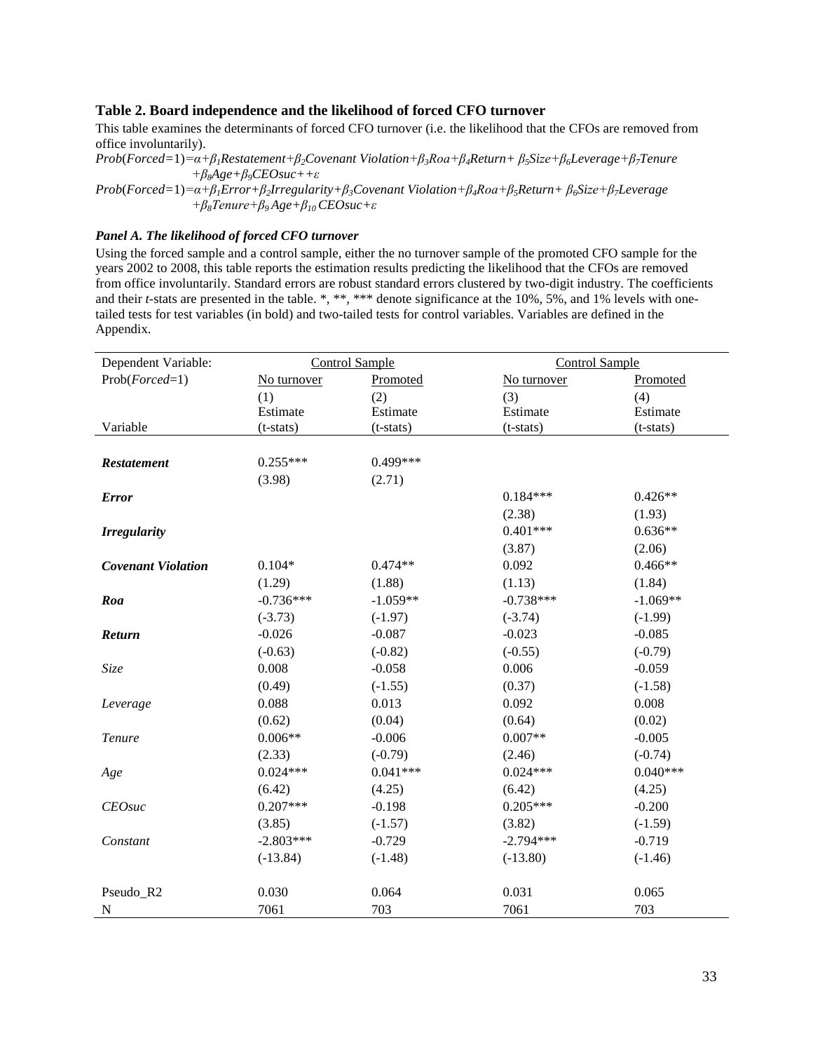### Table 2. Board independence and the likelihood of forced CFO turnover

This table examines the determinants of forced CFO turnover (i.e. the likelihood that the CFOs are removed from office involuntarily).

$Prob(Forced{=}1){=}\alpha{+}\beta_1 Restatement{+}\beta_2 Covenant\ Violation{+}\beta_3 Roa{+}\beta_4 Return{+}\ \beta_5 Size{+}\beta_6 Leverage{+}\beta_7 Tenure$
$\quad{+}\beta_8 Age{+}\beta_9 CEOsuc{+}{+}\varepsilon$

$Prob(Forced{=}1){=}\alpha{+}\beta_1 Error{+}\beta_2 Irregularity{+}\beta_3 Covenant\ Violation{+}\beta_4 Roa{+}\beta_5 Return{+}\ \beta_6 Size{+}\beta_7 Leverage$
$\quad{+}\beta_8 Tenure{+}\beta_9\ Age{+}\beta_{10}\ CEOsuc{+}\varepsilon$

#### *Panel A. The likelihood of forced CFO turnover*

Using the forced sample and a control sample, either the no turnover sample of the promoted CFO sample for the years 2002 to 2008, this table reports the estimation results predicting the likelihood that the CFOs are removed from office involuntarily. Standard errors are robust standard errors clustered by two-digit industry. The coefficients and their *t*-stats are presented in the table. *, **, *** denote significance at the 10%, 5%, and 1% levels with one-tailed tests for test variables (in bold) and two-tailed tests for control variables. Variables are defined in the Appendix.

| Dependent Variable: | Control Sample | | Control Sample | |
|---|---|---|---|---|
| Prob(*Forced*=1) | No turnover | Promoted | No turnover | Promoted |
| | (1) | (2) | (3) | (4) |
| Variable | Estimate (t-stats) | Estimate (t-stats) | Estimate (t-stats) | Estimate (t-stats) |
| ***Restatement*** | 0.255*** | 0.499*** | | |
| | (3.98) | (2.71) | | |
| ***Error*** | | | 0.184*** | 0.426** |
| | | | (2.38) | (1.93) |
| ***Irregularity*** | | | 0.401*** | 0.636** |
| | | | (3.87) | (2.06) |
| ***Covenant Violation*** | 0.104* | 0.474** | 0.092 | 0.466** |
| | (1.29) | (1.88) | (1.13) | (1.84) |
| ***Roa*** | -0.736*** | -1.059** | -0.738*** | -1.069** |
| | (-3.73) | (-1.97) | (-3.74) | (-1.99) |
| ***Return*** | -0.026 | -0.087 | -0.023 | -0.085 |
| | (-0.63) | (-0.82) | (-0.55) | (-0.79) |
| *Size* | 0.008 | -0.058 | 0.006 | -0.059 |
| | (0.49) | (-1.55) | (0.37) | (-1.58) |
| *Leverage* | 0.088 | 0.013 | 0.092 | 0.008 |
| | (0.62) | (0.04) | (0.64) | (0.02) |
| *Tenure* | 0.006** | -0.006 | 0.007** | -0.005 |
| | (2.33) | (-0.79) | (2.46) | (-0.74) |
| *Age* | 0.024*** | 0.041*** | 0.024*** | 0.040*** |
| | (6.42) | (4.25) | (6.42) | (4.25) |
| *CEOsuc* | 0.207*** | -0.198 | 0.205*** | -0.200 |
| | (3.85) | (-1.57) | (3.82) | (-1.59) |
| *Constant* | -2.803*** | -0.729 | -2.794*** | -0.719 |
| | (-13.84) | (-1.48) | (-13.80) | (-1.46) |
| Pseudo_R2 | 0.030 | 0.064 | 0.031 | 0.065 |
| N | 7061 | 703 | 7061 | 703 |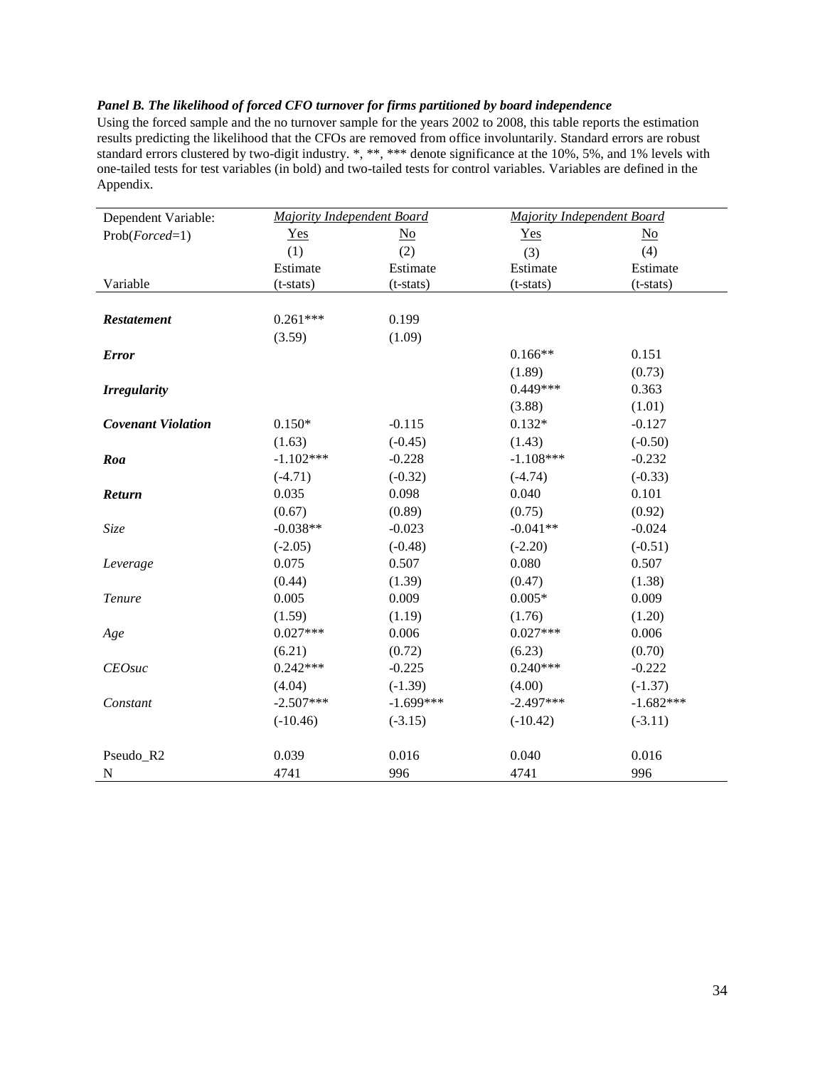***Panel B. The likelihood of forced CFO turnover for firms partitioned by board independence***

Using the forced sample and the no turnover sample for the years 2002 to 2008, this table reports the estimation results predicting the likelihood that the CFOs are removed from office involuntarily. Standard errors are robust standard errors clustered by two-digit industry. *, **, *** denote significance at the 10%, 5%, and 1% levels with one-tailed tests for test variables (in bold) and two-tailed tests for control variables. Variables are defined in the Appendix.

| Dependent Variable: | *Majority Independent Board* | | *Majority Independent Board* | |
|---|---|---|---|---|
| Prob(*Forced*=1) | Yes | No | Yes | No |
| | (1) | (2) | (3) | (4) |
| | Estimate | Estimate | Estimate | Estimate |
| Variable | (t-stats) | (t-stats) | (t-stats) | (t-stats) |
| ***Restatement*** | 0.261*** | 0.199 | | |
| | (3.59) | (1.09) | | |
| ***Error*** | | | 0.166** | 0.151 |
| | | | (1.89) | (0.73) |
| ***Irregularity*** | | | 0.449*** | 0.363 |
| | | | (3.88) | (1.01) |
| ***Covenant Violation*** | 0.150* | -0.115 | 0.132* | -0.127 |
| | (1.63) | (-0.45) | (1.43) | (-0.50) |
| ***Roa*** | -1.102*** | -0.228 | -1.108*** | -0.232 |
| | (-4.71) | (-0.32) | (-4.74) | (-0.33) |
| ***Return*** | 0.035 | 0.098 | 0.040 | 0.101 |
| | (0.67) | (0.89) | (0.75) | (0.92) |
| *Size* | -0.038** | -0.023 | -0.041** | -0.024 |
| | (-2.05) | (-0.48) | (-2.20) | (-0.51) |
| *Leverage* | 0.075 | 0.507 | 0.080 | 0.507 |
| | (0.44) | (1.39) | (0.47) | (1.38) |
| *Tenure* | 0.005 | 0.009 | 0.005* | 0.009 |
| | (1.59) | (1.19) | (1.76) | (1.20) |
| *Age* | 0.027*** | 0.006 | 0.027*** | 0.006 |
| | (6.21) | (0.72) | (6.23) | (0.70) |
| *CEOsuc* | 0.242*** | -0.225 | 0.240*** | -0.222 |
| | (4.04) | (-1.39) | (4.00) | (-1.37) |
| *Constant* | -2.507*** | -1.699*** | -2.497*** | -1.682*** |
| | (-10.46) | (-3.15) | (-10.42) | (-3.11) |
| Pseudo_R2 | 0.039 | 0.016 | 0.040 | 0.016 |
| N | 4741 | 996 | 4741 | 996 |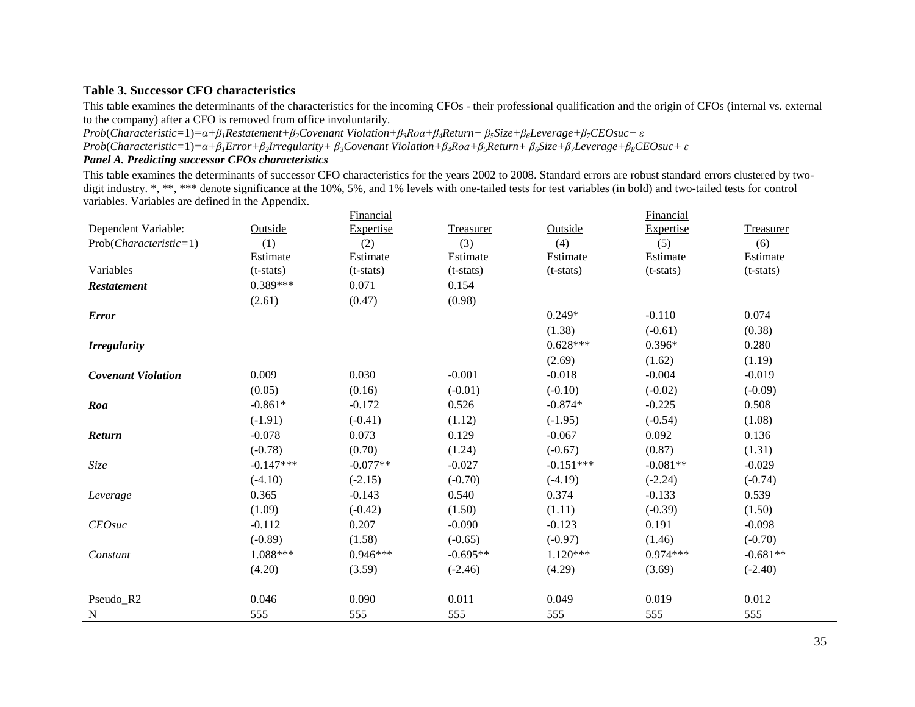### Table 3. Successor CFO characteristics

This table examines the determinants of the characteristics for the incoming CFOs - their professional qualification and the origin of CFOs (internal vs. external to the company) after a CFO is removed from office involuntarily.

$Prob(Characteristic=1)=\alpha+\beta_1 Restatement+\beta_2 Covenant\ Violation+\beta_3 Roa+\beta_4 Return+\beta_5 Size+\beta_6 Leverage+\beta_7 CEOsuc+\varepsilon$

$Prob(Characteristic=1)=\alpha+\beta_1 Error+\beta_2 Irregularity+\beta_3 Covenant\ Violation+\beta_4 Roa+\beta_5 Return+\beta_6 Size+\beta_7 Leverage+\beta_8 CEOsuc+\varepsilon$

***Panel A. Predicting successor CFOs characteristics***

This table examines the determinants of successor CFO characteristics for the years 2002 to 2008. Standard errors are robust standard errors clustered by two-digit industry. *, **, *** denote significance at the 10%, 5%, and 1% levels with one-tailed tests for test variables (in bold) and two-tailed tests for control variables. Variables are defined in the Appendix.

| Dependent Variable: | Outside | Financial Expertise | Treasurer | Outside | Financial Expertise | Treasurer |
|---|---|---|---|---|---|---|
| Prob(*Characteristic*=1) | (1) | (2) | (3) | (4) | (5) | (6) |
| Variables | Estimate (t-stats) | Estimate (t-stats) | Estimate (t-stats) | Estimate (t-stats) | Estimate (t-stats) | Estimate (t-stats) |
| ***Restatement*** | 0.389*** | 0.071 | 0.154 | | | |
| | (2.61) | (0.47) | (0.98) | | | |
| ***Error*** | | | | 0.249* | -0.110 | 0.074 |
| | | | | (1.38) | (-0.61) | (0.38) |
| ***Irregularity*** | | | | 0.628*** | 0.396* | 0.280 |
| | | | | (2.69) | (1.62) | (1.19) |
| ***Covenant Violation*** | 0.009 | 0.030 | -0.001 | -0.018 | -0.004 | -0.019 |
| | (0.05) | (0.16) | (-0.01) | (-0.10) | (-0.02) | (-0.09) |
| ***Roa*** | -0.861* | -0.172 | 0.526 | -0.874* | -0.225 | 0.508 |
| | (-1.91) | (-0.41) | (1.12) | (-1.95) | (-0.54) | (1.08) |
| ***Return*** | -0.078 | 0.073 | 0.129 | -0.067 | 0.092 | 0.136 |
| | (-0.78) | (0.70) | (1.24) | (-0.67) | (0.87) | (1.31) |
| *Size* | -0.147*** | -0.077** | -0.027 | -0.151*** | -0.081** | -0.029 |
| | (-4.10) | (-2.15) | (-0.70) | (-4.19) | (-2.24) | (-0.74) |
| *Leverage* | 0.365 | -0.143 | 0.540 | 0.374 | -0.133 | 0.539 |
| | (1.09) | (-0.42) | (1.50) | (1.11) | (-0.39) | (1.50) |
| *CEOsuc* | -0.112 | 0.207 | -0.090 | -0.123 | 0.191 | -0.098 |
| | (-0.89) | (1.58) | (-0.65) | (-0.97) | (1.46) | (-0.70) |
| *Constant* | 1.088*** | 0.946*** | -0.695** | 1.120*** | 0.974*** | -0.681** |
| | (4.20) | (3.59) | (-2.46) | (4.29) | (3.69) | (-2.40) |
| Pseudo_R2 | 0.046 | 0.090 | 0.011 | 0.049 | 0.019 | 0.012 |
| N | 555 | 555 | 555 | 555 | 555 | 555 |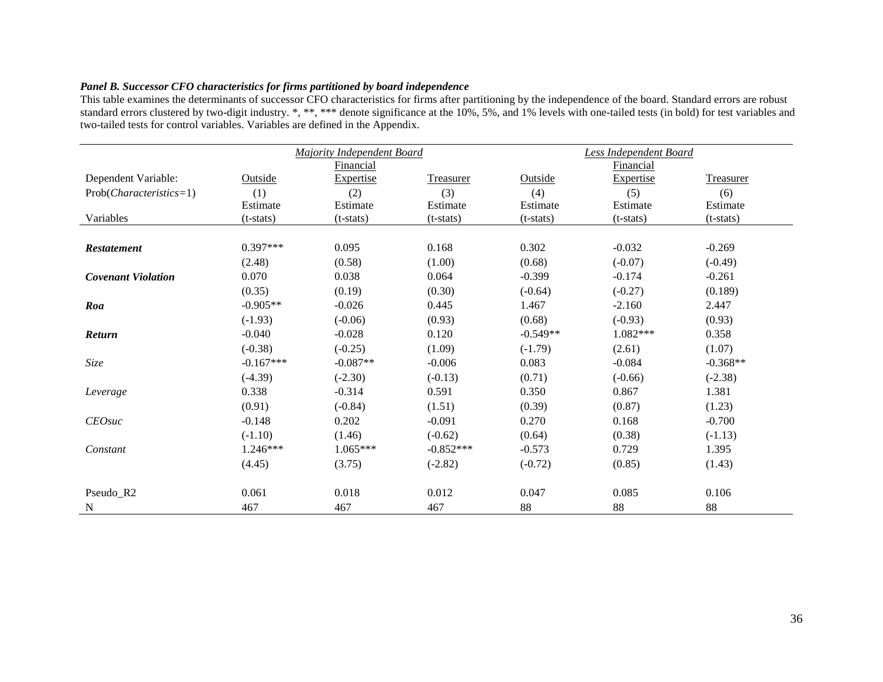***Panel B. Successor CFO characteristics for firms partitioned by board independence***

This table examines the determinants of successor CFO characteristics for firms after partitioning by the independence of the board. Standard errors are robust standard errors clustered by two-digit industry. *, **, *** denote significance at the 10%, 5%, and 1% levels with one-tailed tests (in bold) for test variables and two-tailed tests for control variables. Variables are defined in the Appendix.

| | *Majority Independent Board* | | | *Less Independent Board* | | |
|---|---|---|---|---|---|---|
| Dependent Variable: | Outside | Financial Expertise | Treasurer | Outside | Financial Expertise | Treasurer |
| Prob(*Characteristics*=1) | (1) | (2) | (3) | (4) | (5) | (6) |
| Variables | Estimate (t-stats) | Estimate (t-stats) | Estimate (t-stats) | Estimate (t-stats) | Estimate (t-stats) | Estimate (t-stats) |
| ***Restatement*** | 0.397*** | 0.095 | 0.168 | 0.302 | -0.032 | -0.269 |
| | (2.48) | (0.58) | (1.00) | (0.68) | (-0.07) | (-0.49) |
| ***Covenant Violation*** | 0.070 | 0.038 | 0.064 | -0.399 | -0.174 | -0.261 |
| | (0.35) | (0.19) | (0.30) | (-0.64) | (-0.27) | (0.189) |
| ***Roa*** | -0.905** | -0.026 | 0.445 | 1.467 | -2.160 | 2.447 |
| | (-1.93) | (-0.06) | (0.93) | (0.68) | (-0.93) | (0.93) |
| ***Return*** | -0.040 | -0.028 | 0.120 | -0.549** | 1.082*** | 0.358 |
| | (-0.38) | (-0.25) | (1.09) | (-1.79) | (2.61) | (1.07) |
| *Size* | -0.167*** | -0.087** | -0.006 | 0.083 | -0.084 | -0.368** |
| | (-4.39) | (-2.30) | (-0.13) | (0.71) | (-0.66) | (-2.38) |
| *Leverage* | 0.338 | -0.314 | 0.591 | 0.350 | 0.867 | 1.381 |
| | (0.91) | (-0.84) | (1.51) | (0.39) | (0.87) | (1.23) |
| *CEOsuc* | -0.148 | 0.202 | -0.091 | 0.270 | 0.168 | -0.700 |
| | (-1.10) | (1.46) | (-0.62) | (0.64) | (0.38) | (-1.13) |
| *Constant* | 1.246*** | 1.065*** | -0.852*** | -0.573 | 0.729 | 1.395 |
| | (4.45) | (3.75) | (-2.82) | (-0.72) | (0.85) | (1.43) |
| Pseudo_R2 | 0.061 | 0.018 | 0.012 | 0.047 | 0.085 | 0.106 |
| N | 467 | 467 | 467 | 88 | 88 | 88 |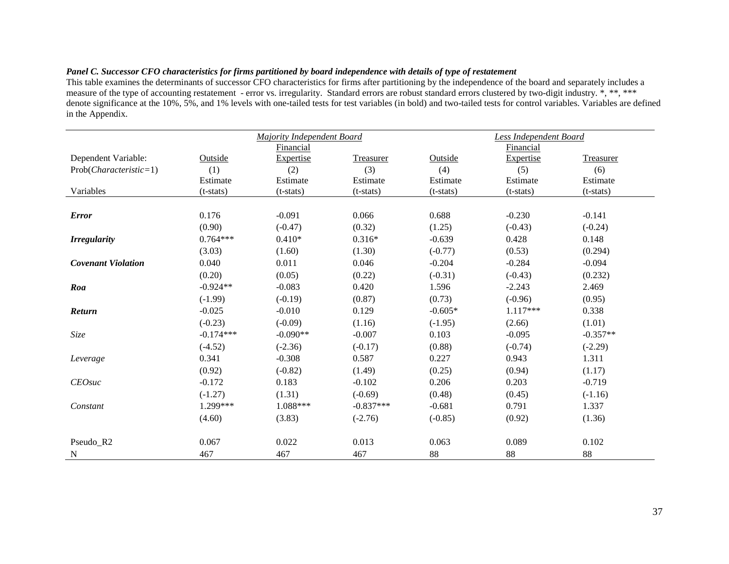***Panel C. Successor CFO characteristics for firms partitioned by board independence with details of type of restatement***

This table examines the determinants of successor CFO characteristics for firms after partitioning by the independence of the board and separately includes a measure of the type of accounting restatement - error vs. irregularity. Standard errors are robust standard errors clustered by two-digit industry. *, **, *** denote significance at the 10%, 5%, and 1% levels with one-tailed tests for test variables (in bold) and two-tailed tests for control variables. Variables are defined in the Appendix.

| | *Majority Independent Board* | | | *Less Independent Board* | | |
|---|---|---|---|---|---|---|
| Dependent Variable: | Outside | Financial Expertise | Treasurer | Outside | Financial Expertise | Treasurer |
| Prob(*Characteristic*=1) | (1) | (2) | (3) | (4) | (5) | (6) |
| Variables | Estimate (t-stats) | Estimate (t-stats) | Estimate (t-stats) | Estimate (t-stats) | Estimate (t-stats) | Estimate (t-stats) |
| ***Error*** | 0.176 | -0.091 | 0.066 | 0.688 | -0.230 | -0.141 |
| | (0.90) | (-0.47) | (0.32) | (1.25) | (-0.43) | (-0.24) |
| ***Irregularity*** | 0.764*** | 0.410* | 0.316* | -0.639 | 0.428 | 0.148 |
| | (3.03) | (1.60) | (1.30) | (-0.77) | (0.53) | (0.294) |
| ***Covenant Violation*** | 0.040 | 0.011 | 0.046 | -0.204 | -0.284 | -0.094 |
| | (0.20) | (0.05) | (0.22) | (-0.31) | (-0.43) | (0.232) |
| ***Roa*** | -0.924** | -0.083 | 0.420 | 1.596 | -2.243 | 2.469 |
| | (-1.99) | (-0.19) | (0.87) | (0.73) | (-0.96) | (0.95) |
| ***Return*** | -0.025 | -0.010 | 0.129 | -0.605* | 1.117*** | 0.338 |
| | (-0.23) | (-0.09) | (1.16) | (-1.95) | (2.66) | (1.01) |
| *Size* | -0.174*** | -0.090** | -0.007 | 0.103 | -0.095 | -0.357** |
| | (-4.52) | (-2.36) | (-0.17) | (0.88) | (-0.74) | (-2.29) |
| *Leverage* | 0.341 | -0.308 | 0.587 | 0.227 | 0.943 | 1.311 |
| | (0.92) | (-0.82) | (1.49) | (0.25) | (0.94) | (1.17) |
| *CEOsuc* | -0.172 | 0.183 | -0.102 | 0.206 | 0.203 | -0.719 |
| | (-1.27) | (1.31) | (-0.69) | (0.48) | (0.45) | (-1.16) |
| *Constant* | 1.299*** | 1.088*** | -0.837*** | -0.681 | 0.791 | 1.337 |
| | (4.60) | (3.83) | (-2.76) | (-0.85) | (0.92) | (1.36) |
| Pseudo_R2 | 0.067 | 0.022 | 0.013 | 0.063 | 0.089 | 0.102 |
| N | 467 | 467 | 467 | 88 | 88 | 88 |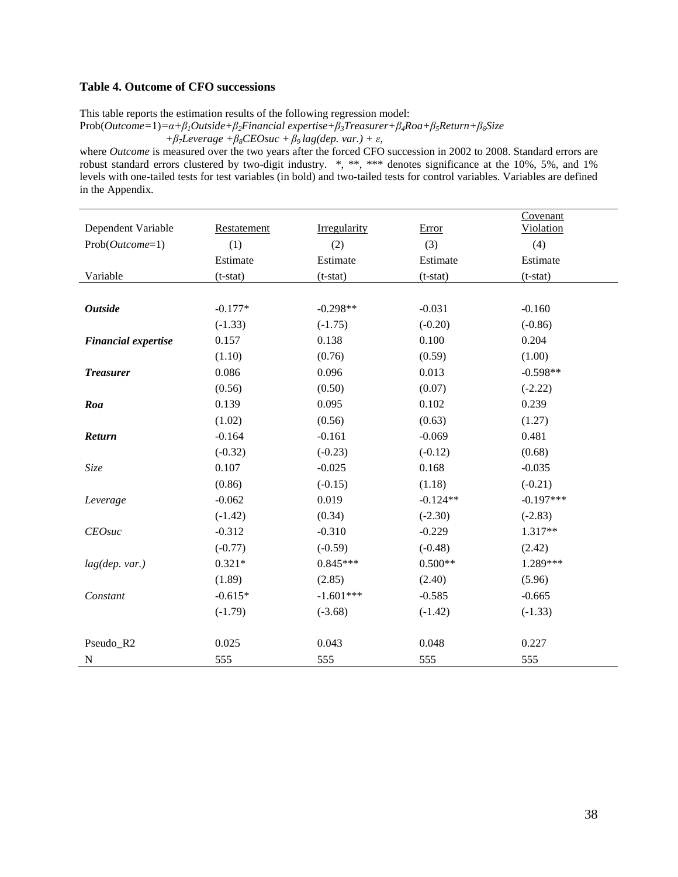### Table 4. Outcome of CFO successions

This table reports the estimation results of the following regression model:

$$\text{Prob}(\textit{Outcome}=1)=\alpha+\beta_1 \textit{Outside}+\beta_2 \textit{Financial expertise}+\beta_3 \textit{Treasurer}+\beta_4 \textit{Roa}+\beta_5 \textit{Return}+\beta_6 \textit{Size} +\beta_7 \textit{Leverage} +\beta_8 \textit{CEOsuc} + \beta_9 \textit{lag(dep. var.)} + \varepsilon,$$

where *Outcome* is measured over the two years after the forced CFO succession in 2002 to 2008. Standard errors are robust standard errors clustered by two-digit industry. *, **, *** denotes significance at the 10%, 5%, and 1% levels with one-tailed tests for test variables (in bold) and two-tailed tests for control variables. Variables are defined in the Appendix.

| Dependent Variable | Restatement | Irregularity | Error | Covenant Violation |
|---|---|---|---|---|
| Prob(*Outcome*=1) | (1) | (2) | (3) | (4) |
| | Estimate | Estimate | Estimate | Estimate |
| Variable | (t-stat) | (t-stat) | (t-stat) | (t-stat) |
| ***Outside*** | -0.177* | -0.298** | -0.031 | -0.160 |
| | (-1.33) | (-1.75) | (-0.20) | (-0.86) |
| ***Financial expertise*** | 0.157 | 0.138 | 0.100 | 0.204 |
| | (1.10) | (0.76) | (0.59) | (1.00) |
| ***Treasurer*** | 0.086 | 0.096 | 0.013 | -0.598** |
| | (0.56) | (0.50) | (0.07) | (-2.22) |
| ***Roa*** | 0.139 | 0.095 | 0.102 | 0.239 |
| | (1.02) | (0.56) | (0.63) | (1.27) |
| ***Return*** | -0.164 | -0.161 | -0.069 | 0.481 |
| | (-0.32) | (-0.23) | (-0.12) | (0.68) |
| *Size* | 0.107 | -0.025 | 0.168 | -0.035 |
| | (0.86) | (-0.15) | (1.18) | (-0.21) |
| *Leverage* | -0.062 | 0.019 | -0.124** | -0.197*** |
| | (-1.42) | (0.34) | (-2.30) | (-2.83) |
| *CEOsuc* | -0.312 | -0.310 | -0.229 | 1.317** |
| | (-0.77) | (-0.59) | (-0.48) | (2.42) |
| *lag(dep. var.)* | 0.321* | 0.845*** | 0.500** | 1.289*** |
| | (1.89) | (2.85) | (2.40) | (5.96) |
| *Constant* | -0.615* | -1.601*** | -0.585 | -0.665 |
| | (-1.79) | (-3.68) | (-1.42) | (-1.33) |
| Pseudo_R2 | 0.025 | 0.043 | 0.048 | 0.227 |
| N | 555 | 555 | 555 | 555 |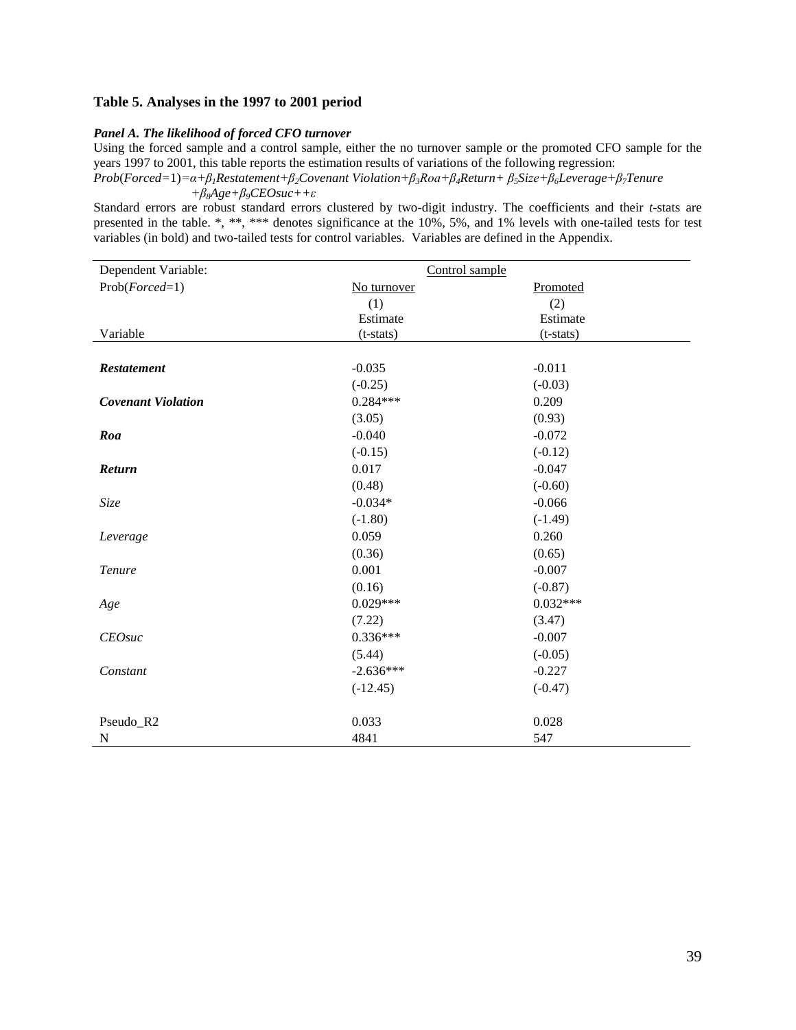### Table 5. Analyses in the 1997 to 2001 period

***Panel A. The likelihood of forced CFO turnover***

Using the forced sample and a control sample, either the no turnover sample or the promoted CFO sample for the years 1997 to 2001, this table reports the estimation results of variations of the following regression:

$Prob(Forced=1)=\alpha+\beta_1 Restatement+\beta_2 Covenant\ Violation+\beta_3 Roa+\beta_4 Return+\beta_5 Size+\beta_6 Leverage+\beta_7 Tenure+\beta_8 Age+\beta_9 CEOsuc++\varepsilon$

Standard errors are robust standard errors clustered by two-digit industry. The coefficients and their *t*-stats are presented in the table. *, **, *** denotes significance at the 10%, 5%, and 1% levels with one-tailed tests for test variables (in bold) and two-tailed tests for control variables. Variables are defined in the Appendix.

| Dependent Variable: Prob(*Forced*=1) | Control sample | |
|---|---|---|
| | No turnover | Promoted |
| | (1) | (2) |
| | Estimate | Estimate |
| Variable | (t-stats) | (t-stats) |
| ***Restatement*** | -0.035 | -0.011 |
| | (-0.25) | (-0.03) |
| ***Covenant Violation*** | 0.284*** | 0.209 |
| | (3.05) | (0.93) |
| ***Roa*** | -0.040 | -0.072 |
| | (-0.15) | (-0.12) |
| ***Return*** | 0.017 | -0.047 |
| | (0.48) | (-0.60) |
| *Size* | -0.034* | -0.066 |
| | (-1.80) | (-1.49) |
| *Leverage* | 0.059 | 0.260 |
| | (0.36) | (0.65) |
| *Tenure* | 0.001 | -0.007 |
| | (0.16) | (-0.87) |
| *Age* | 0.029*** | 0.032*** |
| | (7.22) | (3.47) |
| *CEOsuc* | 0.336*** | -0.007 |
| | (5.44) | (-0.05) |
| *Constant* | -2.636*** | -0.227 |
| | (-12.45) | (-0.47) |
| Pseudo_R2 | 0.033 | 0.028 |
| N | 4841 | 547 |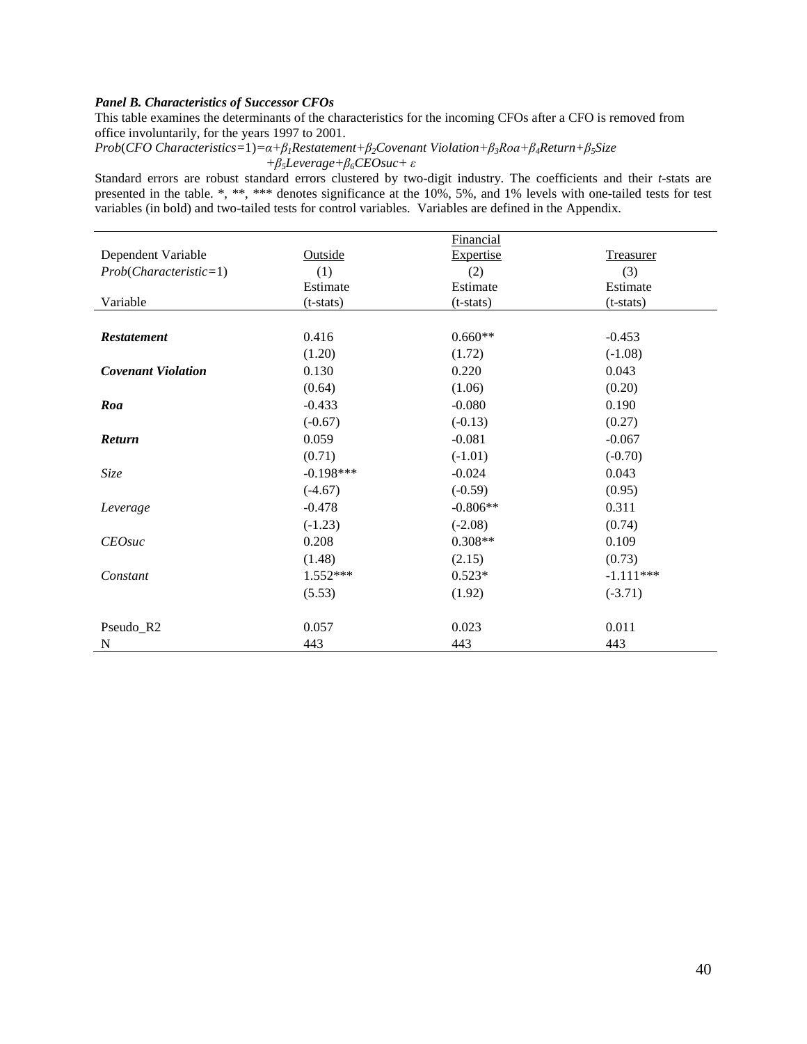***Panel B. Characteristics of Successor CFOs***

This table examines the determinants of the characteristics for the incoming CFOs after a CFO is removed from office involuntarily, for the years 1997 to 2001.

$$Prob(CFO\ Characteristics=1)=\alpha+\beta_1 Restatement+\beta_2 Covenant\ Violation+\beta_3 Roa+\beta_4 Return+\beta_5 Size +\beta_5 Leverage+\beta_6 CEOsuc+\varepsilon$$

Standard errors are robust standard errors clustered by two-digit industry. The coefficients and their *t*-stats are presented in the table. *, **, *** denotes significance at the 10%, 5%, and 1% levels with one-tailed tests for test variables (in bold) and two-tailed tests for control variables. Variables are defined in the Appendix.

| Dependent Variable | Outside | Financial Expertise | Treasurer |
|---|---|---|---|
| *Prob*(*Characteristic*=1) | (1) | (2) | (3) |
| | Estimate | Estimate | Estimate |
| Variable | (t-stats) | (t-stats) | (t-stats) |
| ***Restatement*** | 0.416 | 0.660** | -0.453 |
| | (1.20) | (1.72) | (-1.08) |
| ***Covenant Violation*** | 0.130 | 0.220 | 0.043 |
| | (0.64) | (1.06) | (0.20) |
| ***Roa*** | -0.433 | -0.080 | 0.190 |
| | (-0.67) | (-0.13) | (0.27) |
| ***Return*** | 0.059 | -0.081 | -0.067 |
| | (0.71) | (-1.01) | (-0.70) |
| *Size* | -0.198*** | -0.024 | 0.043 |
| | (-4.67) | (-0.59) | (0.95) |
| *Leverage* | -0.478 | -0.806** | 0.311 |
| | (-1.23) | (-2.08) | (0.74) |
| *CEOsuc* | 0.208 | 0.308** | 0.109 |
| | (1.48) | (2.15) | (0.73) |
| *Constant* | 1.552*** | 0.523* | -1.111*** |
| | (5.53) | (1.92) | (-3.71) |
| Pseudo_R2 | 0.057 | 0.023 | 0.011 |
| N | 443 | 443 | 443 |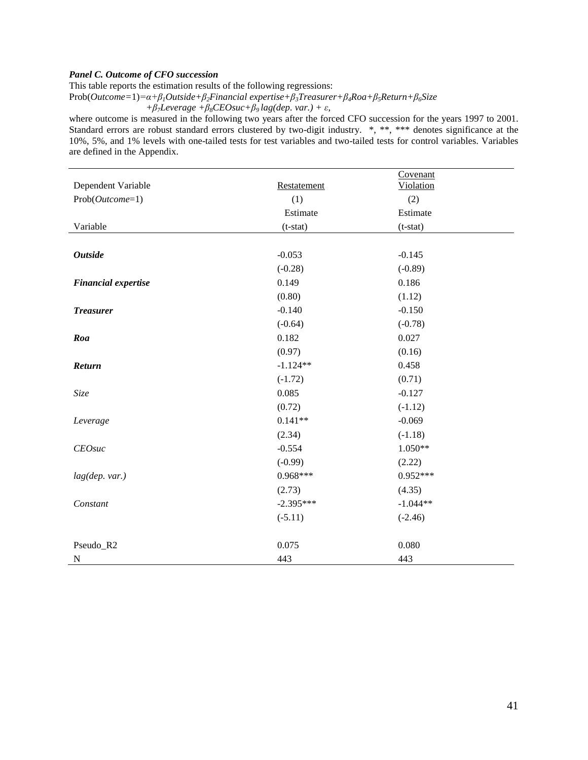***Panel C. Outcome of CFO succession***

This table reports the estimation results of the following regressions:

Prob(*Outcome*=1)$=\alpha+\beta_1 Outside+\beta_2 Financial\ expertise+\beta_3 Treasurer+\beta_4 Roa+\beta_5 Return+\beta_6 Size$
$+\beta_7 Leverage+\beta_8 CEOsuc+\beta_9\ lag(dep.\ var.)+\varepsilon$,

where outcome is measured in the following two years after the forced CFO succession for the years 1997 to 2001. Standard errors are robust standard errors clustered by two-digit industry. *, **, *** denotes significance at the 10%, 5%, and 1% levels with one-tailed tests for test variables and two-tailed tests for control variables. Variables are defined in the Appendix.

| Dependent Variable | Restatement | Covenant Violation |
|---|---|---|
| Prob(*Outcome*=1) | (1) | (2) |
| | Estimate | Estimate |
| Variable | (t-stat) | (t-stat) |
| ***Outside*** | -0.053 | -0.145 |
| | (-0.28) | (-0.89) |
| ***Financial expertise*** | 0.149 | 0.186 |
| | (0.80) | (1.12) |
| ***Treasurer*** | -0.140 | -0.150 |
| | (-0.64) | (-0.78) |
| ***Roa*** | 0.182 | 0.027 |
| | (0.97) | (0.16) |
| ***Return*** | -1.124** | 0.458 |
| | (-1.72) | (0.71) |
| *Size* | 0.085 | -0.127 |
| | (0.72) | (-1.12) |
| *Leverage* | 0.141** | -0.069 |
| | (2.34) | (-1.18) |
| *CEOsuc* | -0.554 | 1.050** |
| | (-0.99) | (2.22) |
| *lag(dep. var.)* | 0.968*** | 0.952*** |
| | (2.73) | (4.35) |
| *Constant* | -2.395*** | -1.044** |
| | (-5.11) | (-2.46) |
| Pseudo_R2 | 0.075 | 0.080 |
| N | 443 | 443 |